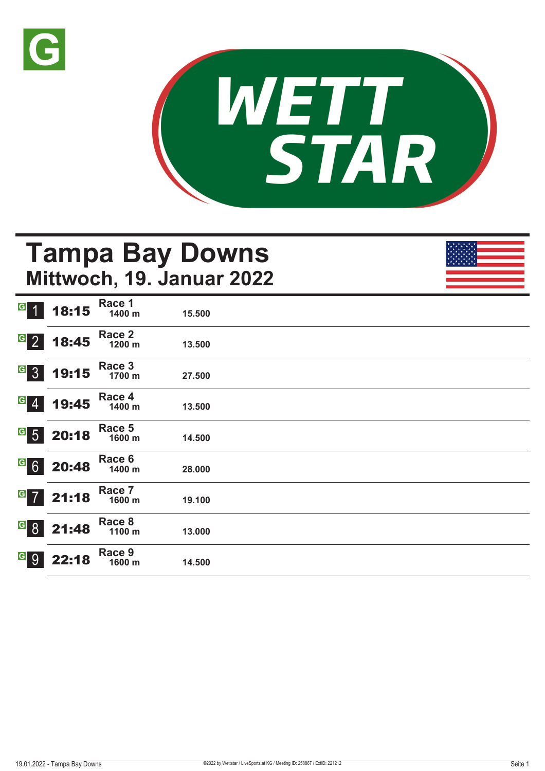# Tampa Bay Downs

## Mittwoch, 19. Januar 2022

| Nr. | Zeit | Rennen | Distanz | Preisgeld |
|---|---|---|---|---|
| 1 | 18:15 | Race 1 | 1400 m | 15.500 |
| 2 | 18:45 | Race 2 | 1200 m | 13.500 |
| 3 | 19:15 | Race 3 | 1700 m | 27.500 |
| 4 | 19:45 | Race 4 | 1400 m | 13.500 |
| 5 | 20:18 | Race 5 | 1600 m | 14.500 |
| 6 | 20:48 | Race 6 | 1400 m | 28.000 |
| 7 | 21:18 | Race 7 | 1600 m | 19.100 |
| 8 | 21:48 | Race 8 | 1100 m | 13.000 |
| 9 | 22:18 | Race 9 | 1600 m | 14.500 |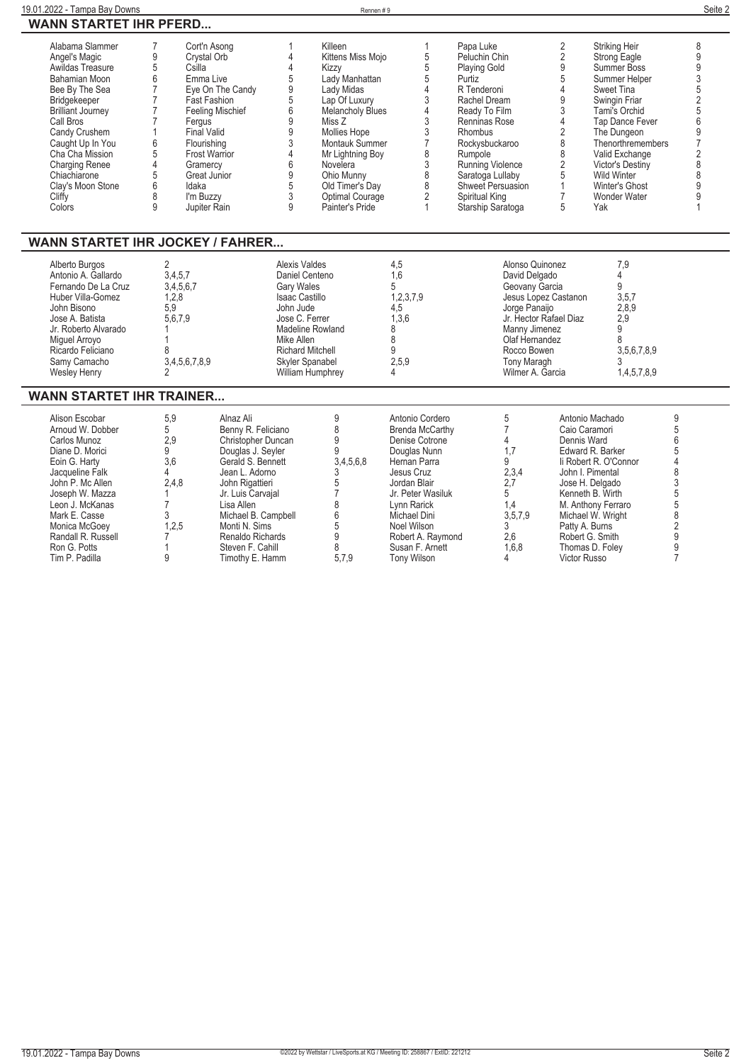## WANN STARTET IHR PFERD...

| Pferd | Rennen | Pferd | Rennen | Pferd | Rennen | Pferd | Rennen | Pferd | Rennen |
|---|---|---|---|---|---|---|---|---|---|
| Alabama Slammer | 7 | Cort'n Asong | 1 | Killeen | 1 | Papa Luke | 2 | Striking Heir | 8 |
| Angel's Magic | 9 | Crystal Orb | 4 | Kittens Miss Mojo | 5 | Peluchin Chin | 2 | Strong Eagle | 9 |
| Awildas Treasure | 5 | Csilla | 4 | Kizzy | 5 | Playing Gold | 9 | Summer Boss | 9 |
| Bahamian Moon | 6 | Emma Live | 5 | Lady Manhattan | 5 | Purtiz | 5 | Summer Helper | 3 |
| Bee By The Sea | 7 | Eye On The Candy | 9 | Lady Midas | 4 | R Tenderoni | 4 | Sweet Tina | 5 |
| Bridgekeeper | 7 | Fast Fashion | 5 | Lap Of Luxury | 3 | Rachel Dream | 9 | Swingin Friar | 2 |
| Brilliant Journey | 7 | Feeling Mischief | 6 | Melancholy Blues | 4 | Ready To Film | 3 | Tami's Orchid | 5 |
| Call Bros | 7 | Fergus | 9 | Miss Z | 3 | Renninas Rose | 4 | Tap Dance Fever | 6 |
| Candy Crushem | 1 | Final Valid | 9 | Mollies Hope | 3 | Rhombus | 2 | The Dungeon | 9 |
| Caught Up In You | 6 | Flourishing | 3 | Montauk Summer | 7 | Rockysbuckaroo | 8 | Thenorthremembers | 7 |
| Cha Cha Mission | 5 | Frost Warrior | 4 | Mr Lightning Boy | 8 | Rumpole | 8 | Valid Exchange | 2 |
| Charging Renee | 4 | Gramercy | 6 | Novelera | 3 | Running Violence | 2 | Victor's Destiny | 8 |
| Chiachiarone | 5 | Great Junior | 9 | Ohio Munny | 8 | Saratoga Lullaby | 5 | Wild Winter | 8 |
| Clay's Moon Stone | 6 | Idaka | 5 | Old Timer's Day | 8 | Shweet Persuasion | 1 | Winter's Ghost | 9 |
| Cliffy | 8 | I'm Buzzy | 3 | Optimal Courage | 2 | Spiritual King | 7 | Wonder Water | 9 |
| Colors | 9 | Jupiter Rain | 9 | Painter's Pride | 1 | Starship Saratoga | 5 | Yak | 1 |

## WANN STARTET IHR JOCKEY / FAHRER...

| Jockey | Rennen | Jockey | Rennen | Jockey | Rennen |
|---|---|---|---|---|---|
| Alberto Burgos | 2 | Alexis Valdes | 4,5 | Alonso Quinonez | 7,9 |
| Antonio A. Gallardo | 3,4,5,7 | Daniel Centeno | 1,6 | David Delgado | 4 |
| Fernando De La Cruz | 3,4,5,6,7 | Gary Wales | 5 | Geovany Garcia | 9 |
| Huber Villa-Gomez | 1,2,8 | Isaac Castillo | 1,2,3,7,9 | Jesus Lopez Castanon | 3,5,7 |
| John Bisono | 5,9 | John Jude | 4,5 | Jorge Panaijo | 2,8,9 |
| Jose A. Batista | 5,6,7,9 | Jose C. Ferrer | 1,3,6 | Jr. Hector Rafael Diaz | 2,9 |
| Jr. Roberto Alvarado | 1 | Madeline Rowland | 8 | Manny Jimenez | 9 |
| Miguel Arroyo | 1 | Mike Allen | 8 | Olaf Hernandez | 8 |
| Ricardo Feliciano | 8 | Richard Mitchell | 9 | Rocco Bowen | 3,5,6,7,8,9 |
| Samy Camacho | 3,4,5,6,7,8,9 | Skyler Spanabel | 2,5,9 | Tony Maragh | 3 |
| Wesley Henry | 2 | William Humphrey | 4 | Wilmer A. Garcia | 1,4,5,7,8,9 |

## WANN STARTET IHR TRAINER...

| Trainer | Rennen | Trainer | Rennen | Trainer | Rennen | Trainer | Rennen | Trainer | Rennen |
|---|---|---|---|---|---|---|---|---|---|
| Alison Escobar | 5,9 | Alnaz Ali | 9 | Antonio Cordero | 5 | Antonio Machado | 9 | | |
| Arnoud W. Dobber | 5 | Benny R. Feliciano | 8 | Brenda McCarthy | 7 | Caio Caramori | 5 | | |
| Carlos Munoz | 2,9 | Christopher Duncan | 9 | Denise Cotrone | 4 | Dennis Ward | 6 | | |
| Diane D. Morici | 9 | Douglas J. Seyler | 9 | Douglas Nunn | 1,7 | Edward R. Barker | 5 | | |
| Eoin G. Harty | 3,6 | Gerald S. Bennett | 3,4,5,6,8 | Hernan Parra | 9 | Ii Robert R. O'Connor | 4 | | |
| Jacqueline Falk | 4 | Jean L. Adorno | 3 | Jesus Cruz | 2,3,4 | John I. Pimental | 8 | | |
| John P. Mc Allen | 2,4,8 | John Rigattieri | 5 | Jordan Blair | 2,7 | Jose H. Delgado | 3 | | |
| Joseph W. Mazza | 1 | Jr. Luis Carvajal | 7 | Jr. Peter Wasiluk | 5 | Kenneth B. Wirth | 5 | | |
| Leon J. McKanas | 7 | Lisa Allen | 8 | Lynn Rarick | 1,4 | M. Anthony Ferraro | 5 | | |
| Mark E. Casse | 3 | Michael B. Campbell | 6 | Michael Dini | 3,5,7,9 | Michael W. Wright | 8 | | |
| Monica McGoey | 1,2,5 | Monti N. Sims | 5 | Noel Wilson | 3 | Patty A. Burns | 2 | | |
| Randall R. Russell | 7 | Renaldo Richards | 9 | Robert A. Raymond | 2,6 | Robert G. Smith | 9 | | |
| Ron G. Potts | 1 | Steven F. Cahill | 8 | Susan F. Arnett | 1,6,8 | Thomas D. Foley | 9 | | |
| Tim P. Padilla | 9 | Timothy E. Hamm | 5,7,9 | Tony Wilson | 4 | Victor Russo | 7 | | |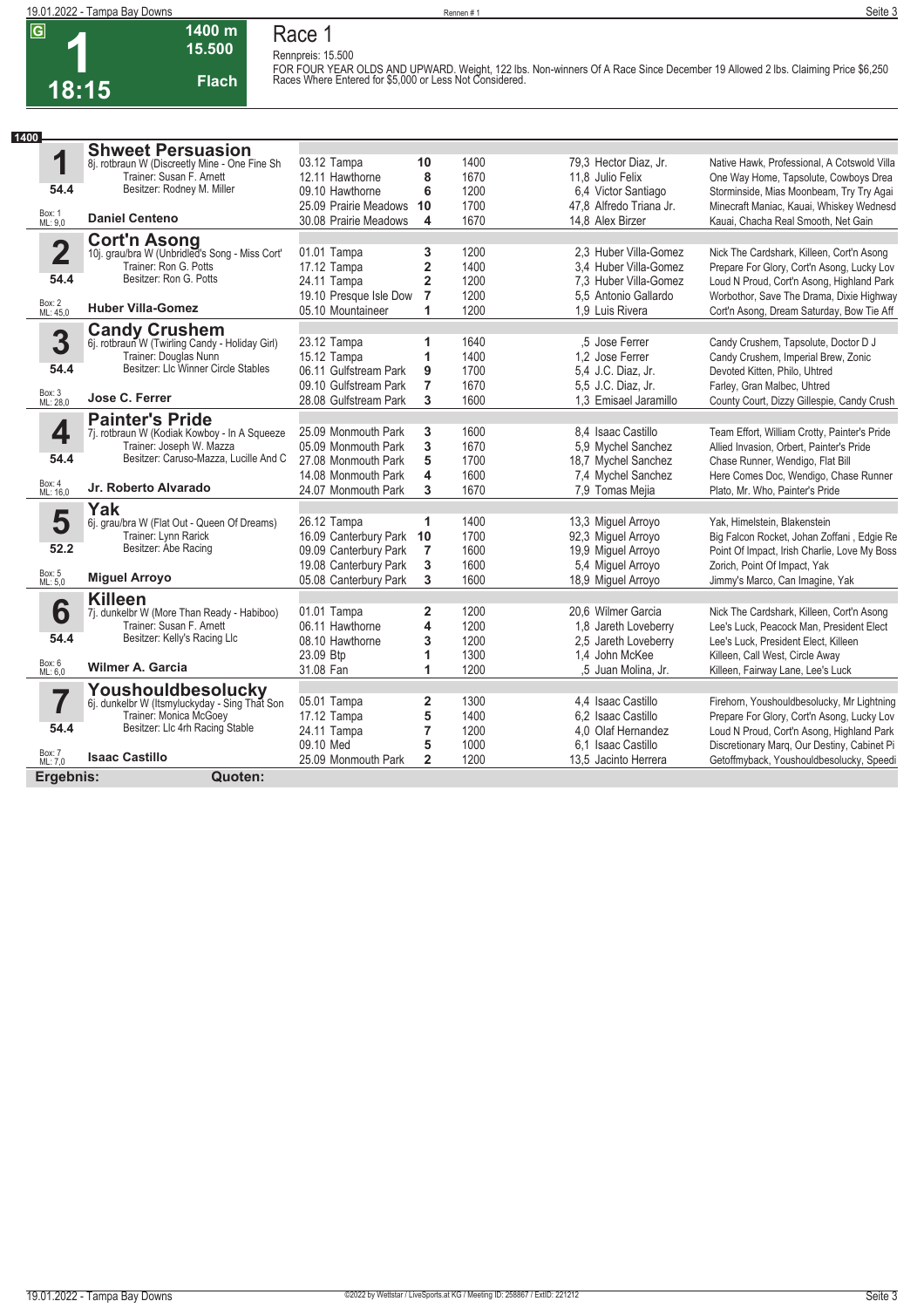# 1 — Race 1

**G** | **18:15** | **1400 m** | **15.500** | **Flach**

Rennpreis: 15.500

FOR FOUR YEAR OLDS AND UPWARD. Weight, 122 lbs. Non-winners Of A Race Since December 19 Allowed 2 lbs. Claiming Price $6,250 Races Where Entered for $5,000 or Less Not Considered.

**1400**

## 1 Shweet Persuasion

8j. rotbraun W (Discreetly Mine - One Fine Sh)
Trainer: Susan F. Arnett
Besitzer: Rodney M. Miller
54.4
Box: 1 ML: 9,0
**Daniel Centeno**

| Datum | Bahn | Platz | Distanz | Quote | Jockey | Einlauf |
|---|---|---|---|---|---|---|
| 03.12 | Tampa | 10 | 1400 | 79,3 | Hector Diaz, Jr. | Native Hawk, Professional, A Cotswold Villa |
| 12.11 | Hawthorne | 8 | 1670 | 11,8 | Julio Felix | One Way Home, Tapsolute, Cowboys Drea |
| 09.10 | Hawthorne | 6 | 1200 | 6,4 | Victor Santiago | Storminside, Mias Moonbeam, Try Try Agai |
| 25.09 | Prairie Meadows | 10 | 1700 | 47,8 | Alfredo Triana Jr. | Minecraft Maniac, Kauai, Whiskey Wednesd |
| 30.08 | Prairie Meadows | 4 | 1670 | 14,8 | Alex Birzer | Kauai, Chacha Real Smooth, Net Gain |

## 2 Cort'n Asong

10j. grau/bra W (Unbridled's Song - Miss Cort')
Trainer: Ron G. Potts
Besitzer: Ron G. Potts
54.4
Box: 2 ML: 45,0
**Huber Villa-Gomez**

| Datum | Bahn | Platz | Distanz | Quote | Jockey | Einlauf |
|---|---|---|---|---|---|---|
| 01.01 | Tampa | 3 | 1200 | 2,3 | Huber Villa-Gomez | Nick The Cardshark, Killeen, Cort'n Asong |
| 17.12 | Tampa | 2 | 1400 | 3,4 | Huber Villa-Gomez | Prepare For Glory, Cort'n Asong, Lucky Lov |
| 24.11 | Tampa | 2 | 1200 | 7,3 | Huber Villa-Gomez | Loud N Proud, Cort'n Asong, Highland Park |
| 19.10 | Presque Isle Dow | 7 | 1200 | 5,5 | Antonio Gallardo | Worbothor, Save The Drama, Dixie Highway |
| 05.10 | Mountaineer | 1 | 1200 | 1,9 | Luis Rivera | Cort'n Asong, Dream Saturday, Bow Tie Aff |

## 3 Candy Crushem

6j. rotbraun W (Twirling Candy - Holiday Girl)
Trainer: Douglas Nunn
Besitzer: Llc Winner Circle Stables
54.4
Box: 3 ML: 28,0
**Jose C. Ferrer**

| Datum | Bahn | Platz | Distanz | Quote | Jockey | Einlauf |
|---|---|---|---|---|---|---|
| 23.12 | Tampa | 1 | 1640 | ,5 | Jose Ferrer | Candy Crushem, Tapsolute, Doctor D J |
| 15.12 | Tampa | 1 | 1400 | 1,2 | Jose Ferrer | Candy Crushem, Imperial Brew, Zonic |
| 06.11 | Gulfstream Park | 9 | 1700 | 5,4 | J.C. Diaz, Jr. | Devoted Kitten, Philo, Uhtred |
| 09.10 | Gulfstream Park | 7 | 1670 | 5,5 | J.C. Diaz, Jr. | Farley, Gran Malbec, Uhtred |
| 28.08 | Gulfstream Park | 3 | 1600 | 1,3 | Emisael Jaramillo | County Court, Dizzy Gillespie, Candy Crush |

## 4 Painter's Pride

7j. rotbraun W (Kodiak Kowboy - In A Squeeze)
Trainer: Joseph W. Mazza
Besitzer: Caruso-Mazza, Lucille And C
54.4
Box: 4 ML: 16,0
**Jr. Roberto Alvarado**

| Datum | Bahn | Platz | Distanz | Quote | Jockey | Einlauf |
|---|---|---|---|---|---|---|
| 25.09 | Monmouth Park | 3 | 1600 | 8,4 | Isaac Castillo | Team Effort, William Crotty, Painter's Pride |
| 05.09 | Monmouth Park | 3 | 1670 | 5,9 | Mychel Sanchez | Allied Invasion, Orbert, Painter's Pride |
| 27.08 | Monmouth Park | 5 | 1700 | 18,7 | Mychel Sanchez | Chase Runner, Wendigo, Flat Bill |
| 14.08 | Monmouth Park | 4 | 1600 | 7,4 | Mychel Sanchez | Here Comes Doc, Wendigo, Chase Runner |
| 24.07 | Monmouth Park | 3 | 1670 | 7,9 | Tomas Mejia | Plato, Mr. Who, Painter's Pride |

## 5 Yak

6j. grau/bra W (Flat Out - Queen Of Dreams)
Trainer: Lynn Rarick
Besitzer: Abe Racing
52.2
Box: 5 ML: 5,0
**Miguel Arroyo**

| Datum | Bahn | Platz | Distanz | Quote | Jockey | Einlauf |
|---|---|---|---|---|---|---|
| 26.12 | Tampa | 1 | 1400 | 13,3 | Miguel Arroyo | Yak, Himelstein, Blakenstein |
| 16.09 | Canterbury Park | 10 | 1700 | 92,3 | Miguel Arroyo | Big Falcon Rocket, Johan Zoffani , Edgie Re |
| 09.09 | Canterbury Park | 7 | 1600 | 19,9 | Miguel Arroyo | Point Of Impact, Irish Charlie, Love My Boss |
| 19.08 | Canterbury Park | 3 | 1600 | 5,4 | Miguel Arroyo | Zorich, Point Of Impact, Yak |
| 05.08 | Canterbury Park | 3 | 1600 | 18,9 | Miguel Arroyo | Jimmy's Marco, Can Imagine, Yak |

## 6 Killeen

7j. dunkelbr W (More Than Ready - Habiboo)
Trainer: Susan F. Arnett
Besitzer: Kelly's Racing Llc
54.4
Box: 6 ML: 6,0
**Wilmer A. Garcia**

| Datum | Bahn | Platz | Distanz | Quote | Jockey | Einlauf |
|---|---|---|---|---|---|---|
| 01.01 | Tampa | 2 | 1200 | 20,6 | Wilmer Garcia | Nick The Cardshark, Killeen, Cort'n Asong |
| 06.11 | Hawthorne | 4 | 1200 | 1,8 | Jareth Loveberry | Lee's Luck, Peacock Man, President Elect |
| 08.10 | Hawthorne | 3 | 1200 | 2,5 | Jareth Loveberry | Lee's Luck, President Elect, Killeen |
| 23.09 | Btp | 1 | 1300 | 1,4 | John McKee | Killeen, Call West, Circle Away |
| 31.08 | Fan | 1 | 1200 | ,5 | Juan Molina, Jr. | Killeen, Fairway Lane, Lee's Luck |

## 7 Youshouldbesolucky

6j. dunkelbr W (Itsmyluckyday - Sing That Son)
Trainer: Monica McGoey
Besitzer: Llc 4rh Racing Stable
54.4
Box: 7 ML: 7,0
**Isaac Castillo**

| Datum | Bahn | Platz | Distanz | Quote | Jockey | Einlauf |
|---|---|---|---|---|---|---|
| 05.01 | Tampa | 2 | 1300 | 4,4 | Isaac Castillo | Firehorn, Youshouldbesolucky, Mr Lightning |
| 17.12 | Tampa | 5 | 1400 | 6,2 | Isaac Castillo | Prepare For Glory, Cort'n Asong, Lucky Lov |
| 24.11 | Tampa | 7 | 1200 | 4,0 | Olaf Hernandez | Loud N Proud, Cort'n Asong, Highland Park |
| 09.10 | Med | 5 | 1000 | 6,1 | Isaac Castillo | Discretionary Marq, Our Destiny, Cabinet Pi |
| 25.09 | Monmouth Park | 2 | 1200 | 13,5 | Jacinto Herrera | Getoffmyback, Youshouldbesolucky, Speedi |

**Ergebnis:** **Quoten:**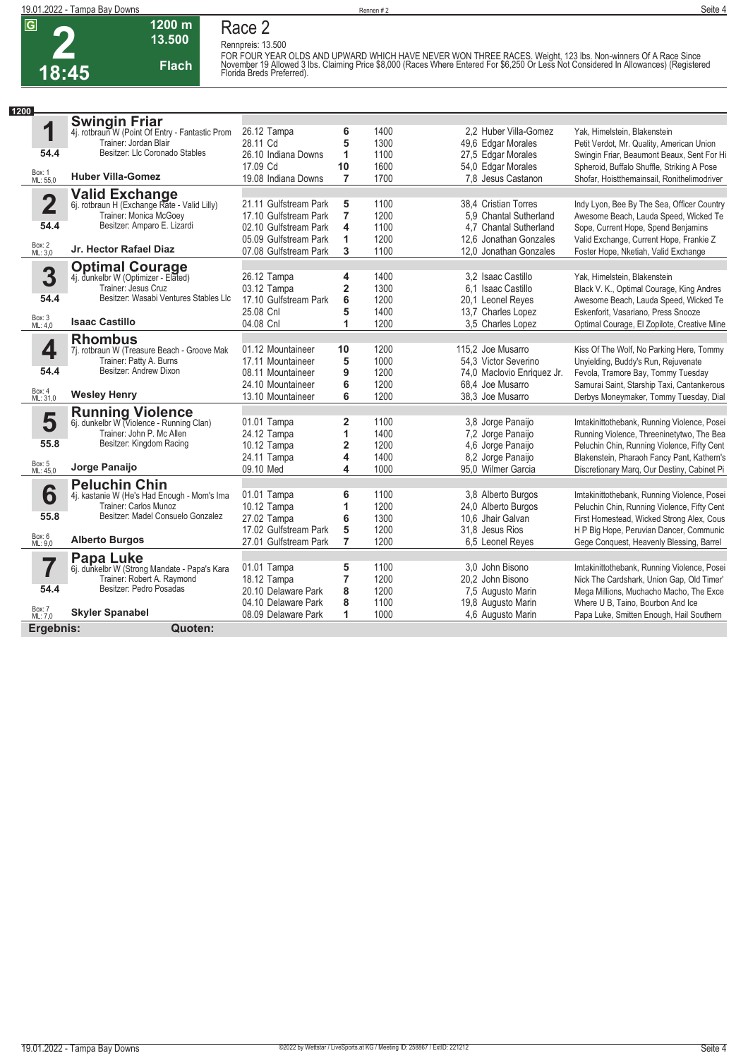# Race 2

**G** **2** **18:45** | 1200 m | 13.500 | Flach

Rennpreis: 13.500

FOR FOUR YEAR OLDS AND UPWARD WHICH HAVE NEVER WON THREE RACES. Weight, 123 lbs. Non-winners Of A Race Since November 19 Allowed 3 lbs. Claiming Price $8,000 (Races Where Entered For $6,250 Or Less Not Considered In Allowances) (Registered Florida Breds Preferred).

**1200**

## 1 Swingin Friar
4j. rotbraun W (Point Of Entry - Fantastic Prom
Trainer: Jordan Blair
Besitzer: Llc Coronado Stables
54.4
Box: 1 ML: 55,0
**Huber Villa-Gomez**

| Datum | Bahn | Platz | Distanz | Quote / Jockey | Einlauf |
|---|---|---|---|---|---|
| 26.12 | Tampa | 6 | 1400 | 2,2 Huber Villa-Gomez | Yak, Himelstein, Blakenstein |
| 28.11 | Cd | 5 | 1300 | 49,6 Edgar Morales | Petit Verdot, Mr. Quality, American Union |
| 26.10 | Indiana Downs | 1 | 1100 | 27,5 Edgar Morales | Swingin Friar, Beaumont Beaux, Sent For Hi |
| 17.09 | Cd | 10 | 1600 | 54,0 Edgar Morales | Spheroid, Buffalo Shuffle, Striking A Pose |
| 19.08 | Indiana Downs | 7 | 1700 | 7,8 Jesus Castanon | Shofar, Hoistthemainsail, Ronithelimodriver |

## 2 Valid Exchange
6j. rotbraun H (Exchange Rate - Valid Lilly)
Trainer: Monica McGoey
Besitzer: Amparo E. Lizardi
54.4
Box: 2 ML: 3,0
**Jr. Hector Rafael Diaz**

| Datum | Bahn | Platz | Distanz | Quote / Jockey | Einlauf |
|---|---|---|---|---|---|
| 21.11 | Gulfstream Park | 5 | 1100 | 38,4 Cristian Torres | Indy Lyon, Bee By The Sea, Officer Country |
| 17.10 | Gulfstream Park | 7 | 1200 | 5,9 Chantal Sutherland | Awesome Beach, Lauda Speed, Wicked Te |
| 02.10 | Gulfstream Park | 4 | 1100 | 4,7 Chantal Sutherland | Sope, Current Hope, Spend Benjamins |
| 05.09 | Gulfstream Park | 1 | 1200 | 12,6 Jonathan Gonzales | Valid Exchange, Current Hope, Frankie Z |
| 07.08 | Gulfstream Park | 3 | 1100 | 12,0 Jonathan Gonzales | Foster Hope, Nketiah, Valid Exchange |

## 3 Optimal Courage
4j. dunkelbr W (Optimizer - Elated)
Trainer: Jesus Cruz
Besitzer: Wasabi Ventures Stables Llc
54.4
Box: 3 ML: 4,0
**Isaac Castillo**

| Datum | Bahn | Platz | Distanz | Quote / Jockey | Einlauf |
|---|---|---|---|---|---|
| 26.12 | Tampa | 4 | 1400 | 3,2 Isaac Castillo | Yak, Himelstein, Blakenstein |
| 03.12 | Tampa | 2 | 1300 | 6,1 Isaac Castillo | Black V. K., Optimal Courage, King Andres |
| 17.10 | Gulfstream Park | 6 | 1200 | 20,1 Leonel Reyes | Awesome Beach, Lauda Speed, Wicked Te |
| 25.08 | Cnl | 5 | 1400 | 13,7 Charles Lopez | Eskenforit, Vasariano, Press Snooze |
| 04.08 | Cnl | 1 | 1200 | 3,5 Charles Lopez | Optimal Courage, El Zopilote, Creative Mine |

## 4 Rhombus
7j. rotbraun W (Treasure Beach - Groove Mak
Trainer: Patty A. Burns
Besitzer: Andrew Dixon
54.4
Box: 4 ML: 31,0
**Wesley Henry**

| Datum | Bahn | Platz | Distanz | Quote / Jockey | Einlauf |
|---|---|---|---|---|---|
| 01.12 | Mountaineer | 10 | 1200 | 115,2 Joe Musarro | Kiss Of The Wolf, No Parking Here, Tommy |
| 17.11 | Mountaineer | 5 | 1000 | 54,3 Victor Severino | Unyielding, Buddy's Run, Rejuvenate |
| 08.11 | Mountaineer | 9 | 1200 | 74,0 Maclovio Enriquez Jr. | Fevola, Tramore Bay, Tommy Tuesday |
| 24.10 | Mountaineer | 6 | 1200 | 68,4 Joe Musarro | Samurai Saint, Starship Taxi, Cantankerous |
| 13.10 | Mountaineer | 6 | 1200 | 38,3 Joe Musarro | Derbys Moneymaker, Tommy Tuesday, Dial |

## 5 Running Violence
6j. dunkelbr W (Violence - Running Clan)
Trainer: John P. Mc Allen
Besitzer: Kingdom Racing
55.8
Box: 5 ML: 45,0
**Jorge Panaijo**

| Datum | Bahn | Platz | Distanz | Quote / Jockey | Einlauf |
|---|---|---|---|---|---|
| 01.01 | Tampa | 2 | 1100 | 3,8 Jorge Panaijo | Imtakinittothebank, Running Violence, Posei |
| 24.12 | Tampa | 1 | 1400 | 7,2 Jorge Panaijo | Running Violence, Threeninetytwo, The Bea |
| 10.12 | Tampa | 2 | 1200 | 4,6 Jorge Panaijo | Peluchin Chin, Running Violence, Fifty Cent |
| 24.11 | Tampa | 4 | 1400 | 8,2 Jorge Panaijo | Blakenstein, Pharaoh Fancy Pant, Kathern's |
| 09.10 | Med | 4 | 1000 | 95,0 Wilmer Garcia | Discretionary Marq, Our Destiny, Cabinet Pi |

## 6 Peluchin Chin
4j. kastanie W (He's Had Enough - Mom's Ima
Trainer: Carlos Munoz
Besitzer: Madel Consuelo Gonzalez
55.8
Box: 6 ML: 9,0
**Alberto Burgos**

| Datum | Bahn | Platz | Distanz | Quote / Jockey | Einlauf |
|---|---|---|---|---|---|
| 01.01 | Tampa | 6 | 1100 | 3,8 Alberto Burgos | Imtakinittothebank, Running Violence, Posei |
| 10.12 | Tampa | 1 | 1200 | 24,0 Alberto Burgos | Peluchin Chin, Running Violence, Fifty Cent |
| 27.02 | Tampa | 6 | 1300 | 10,6 Jhair Galvan | First Homestead, Wicked Strong Alex, Cous |
| 17.02 | Gulfstream Park | 5 | 1200 | 31,8 Jesus Rios | H P Big Hope, Peruvian Dancer, Communic |
| 27.01 | Gulfstream Park | 7 | 1200 | 6,5 Leonel Reyes | Gege Conquest, Heavenly Blessing, Barrel |

## 7 Papa Luke
6j. dunkelbr W (Strong Mandate - Papa's Kara
Trainer: Robert A. Raymond
Besitzer: Pedro Posadas
54.4
Box: 7 ML: 7,0
**Skyler Spanabel**

| Datum | Bahn | Platz | Distanz | Quote / Jockey | Einlauf |
|---|---|---|---|---|---|
| 01.01 | Tampa | 5 | 1100 | 3,0 John Bisono | Imtakinittothebank, Running Violence, Posei |
| 18.12 | Tampa | 7 | 1200 | 20,2 John Bisono | Nick The Cardshark, Union Gap, Old Timer' |
| 20.10 | Delaware Park | 8 | 1200 | 7,5 Augusto Marin | Mega Millions, Muchacho Macho, The Exce |
| 04.10 | Delaware Park | 8 | 1100 | 19,8 Augusto Marin | Where U B, Taino, Bourbon And Ice |
| 08.09 | Delaware Park | 1 | 1000 | 4,6 Augusto Marin | Papa Luke, Smitten Enough, Hail Southern |

**Ergebnis:** **Quoten:**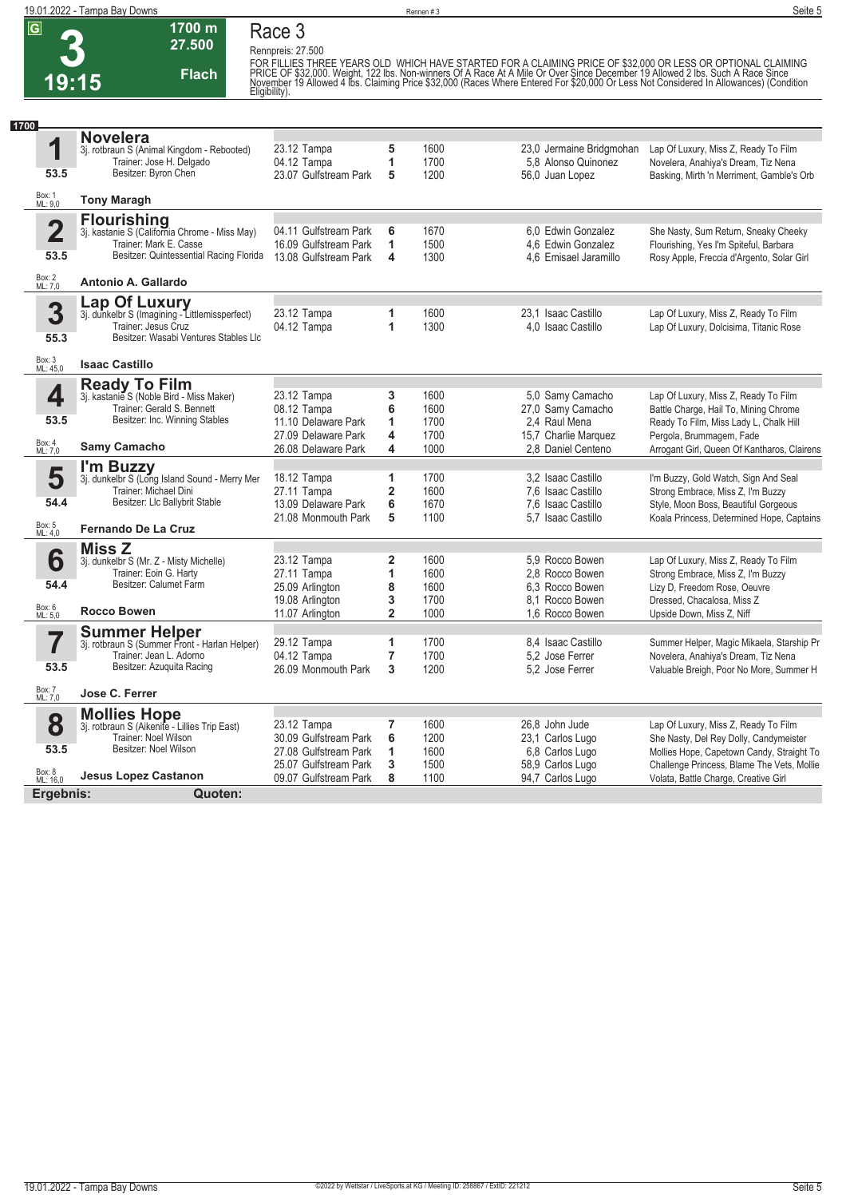# Race 3

**3** — 19:15 — 1700 m — 27.500 — Flach

Rennpreis: 27.500

FOR FILLIES THREE YEARS OLD WHICH HAVE STARTED FOR A CLAIMING PRICE OF $32,000 OR LESS OR OPTIONAL CLAIMING PRICE OF $32,000. Weight, 122 lbs. Non-winners Of A Race At A Mile Or Over Since December 19 Allowed 2 lbs. Such A Race Since November 19 Allowed 4 lbs. Claiming Price $32,000 (Races Where Entered For $20,000 Or Less Not Considered In Allowances) (Condition Eligibility).

**1700**

## 1 Novelera
3j. rotbraun S (Animal Kingdom - Rebooted)
Trainer: Jose H. Delgado
Besitzer: Byron Chen
53.5
Box: 1 ML: 9,0
**Tony Maragh**

| Datum | Bahn | Pl. | Distanz | Quote / Jockey | Einlauf |
|---|---|---|---|---|---|
| 23.12 | Tampa | 5 | 1600 | 23,0 Jermaine Bridgmohan | Lap Of Luxury, Miss Z, Ready To Film |
| 04.12 | Tampa | 1 | 1700 | 5,8 Alonso Quinonez | Novelera, Anahiya's Dream, Tiz Nena |
| 23.07 | Gulfstream Park | 5 | 1200 | 56,0 Juan Lopez | Basking, Mirth 'n Merriment, Gamble's Orb |

## 2 Flourishing
3j. kastanie S (California Chrome - Miss May)
Trainer: Mark E. Casse
Besitzer: Quintessential Racing Florida
53.5
Box: 2 ML: 7,0
**Antonio A. Gallardo**

| Datum | Bahn | Pl. | Distanz | Quote / Jockey | Einlauf |
|---|---|---|---|---|---|
| 04.11 | Gulfstream Park | 6 | 1670 | 6,0 Edwin Gonzalez | She Nasty, Sum Return, Sneaky Cheeky |
| 16.09 | Gulfstream Park | 1 | 1500 | 4,6 Edwin Gonzalez | Flourishing, Yes I'm Spiteful, Barbara |
| 13.08 | Gulfstream Park | 4 | 1300 | 4,6 Emisael Jaramillo | Rosy Apple, Freccia d'Argento, Solar Girl |

## 3 Lap Of Luxury
3j. dunkelbr S (Imagining - Littlemissperfect)
Trainer: Jesus Cruz
Besitzer: Wasabi Ventures Stables Llc
55.3
Box: 3 ML: 45,0
**Isaac Castillo**

| Datum | Bahn | Pl. | Distanz | Quote / Jockey | Einlauf |
|---|---|---|---|---|---|
| 23.12 | Tampa | 1 | 1600 | 23,1 Isaac Castillo | Lap Of Luxury, Miss Z, Ready To Film |
| 04.12 | Tampa | 1 | 1300 | 4,0 Isaac Castillo | Lap Of Luxury, Dolcisima, Titanic Rose |

## 4 Ready To Film
3j. kastanie S (Noble Bird - Miss Maker)
Trainer: Gerald S. Bennett
Besitzer: Inc. Winning Stables
53.5
Box: 4 ML: 7,0
**Samy Camacho**

| Datum | Bahn | Pl. | Distanz | Quote / Jockey | Einlauf |
|---|---|---|---|---|---|
| 23.12 | Tampa | 3 | 1600 | 5,0 Samy Camacho | Lap Of Luxury, Miss Z, Ready To Film |
| 08.12 | Tampa | 6 | 1600 | 27,0 Samy Camacho | Battle Charge, Hail To, Mining Chrome |
| 11.10 | Delaware Park | 1 | 1700 | 2,4 Raul Mena | Ready To Film, Miss Lady L, Chalk Hill |
| 27.09 | Delaware Park | 4 | 1700 | 15,7 Charlie Marquez | Pergola, Brummagem, Fade |
| 26.08 | Delaware Park | 4 | 1000 | 2,8 Daniel Centeno | Arrogant Girl, Queen Of Kantharos, Clairens |

## 5 I'm Buzzy
3j. dunkelbr S (Long Island Sound - Merry Mer
Trainer: Michael Dini
Besitzer: Llc Ballybrit Stable
54.4
Box: 5 ML: 4,0
**Fernando De La Cruz**

| Datum | Bahn | Pl. | Distanz | Quote / Jockey | Einlauf |
|---|---|---|---|---|---|
| 18.12 | Tampa | 1 | 1700 | 3,2 Isaac Castillo | I'm Buzzy, Gold Watch, Sign And Seal |
| 27.11 | Tampa | 2 | 1600 | 7,6 Isaac Castillo | Strong Embrace, Miss Z, I'm Buzzy |
| 13.09 | Delaware Park | 6 | 1670 | 7,6 Isaac Castillo | Style, Moon Boss, Beautiful Gorgeous |
| 21.08 | Monmouth Park | 5 | 1100 | 5,7 Isaac Castillo | Koala Princess, Determined Hope, Captains |

## 6 Miss Z
3j. dunkelbr S (Mr. Z - Misty Michelle)
Trainer: Eoin G. Harty
Besitzer: Calumet Farm
54.4
Box: 6 ML: 5,0
**Rocco Bowen**

| Datum | Bahn | Pl. | Distanz | Quote / Jockey | Einlauf |
|---|---|---|---|---|---|
| 23.12 | Tampa | 2 | 1600 | 5,9 Rocco Bowen | Lap Of Luxury, Miss Z, Ready To Film |
| 27.11 | Tampa | 1 | 1600 | 2,8 Rocco Bowen | Strong Embrace, Miss Z, I'm Buzzy |
| 25.09 | Arlington | 8 | 1600 | 6,3 Rocco Bowen | Lizy D, Freedom Rose, Oeuvre |
| 19.08 | Arlington | 3 | 1700 | 8,1 Rocco Bowen | Dressed, Chacalosa, Miss Z |
| 11.07 | Arlington | 2 | 1000 | 1,6 Rocco Bowen | Upside Down, Miss Z, Niff |

## 7 Summer Helper
3j. rotbraun S (Summer Front - Harlan Helper)
Trainer: Jean L. Adorno
Besitzer: Azuquita Racing
53.5
Box: 7 ML: 7,0
**Jose C. Ferrer**

| Datum | Bahn | Pl. | Distanz | Quote / Jockey | Einlauf |
|---|---|---|---|---|---|
| 29.12 | Tampa | 1 | 1700 | 8,4 Isaac Castillo | Summer Helper, Magic Mikaela, Starship Pr |
| 04.12 | Tampa | 7 | 1700 | 5,2 Jose Ferrer | Novelera, Anahiya's Dream, Tiz Nena |
| 26.09 | Monmouth Park | 3 | 1200 | 5,2 Jose Ferrer | Valuable Breigh, Poor No More, Summer H |

## 8 Mollies Hope
3j. rotbraun S (Aikenite - Lillies Trip East)
Trainer: Noel Wilson
Besitzer: Noel Wilson
53.5
Box: 8 ML: 16,0
**Jesus Lopez Castanon**

| Datum | Bahn | Pl. | Distanz | Quote / Jockey | Einlauf |
|---|---|---|---|---|---|
| 23.12 | Tampa | 7 | 1600 | 26,8 John Jude | Lap Of Luxury, Miss Z, Ready To Film |
| 30.09 | Gulfstream Park | 6 | 1200 | 23,1 Carlos Lugo | She Nasty, Del Rey Dolly, Candymeister |
| 27.08 | Gulfstream Park | 1 | 1600 | 6,8 Carlos Lugo | Mollies Hope, Capetown Candy, Straight To |
| 25.07 | Gulfstream Park | 3 | 1500 | 58,9 Carlos Lugo | Challenge Princess, Blame The Vets, Mollie |
| 09.07 | Gulfstream Park | 8 | 1100 | 94,7 Carlos Lugo | Volata, Battle Charge, Creative Girl |

**Ergebnis:** **Quoten:**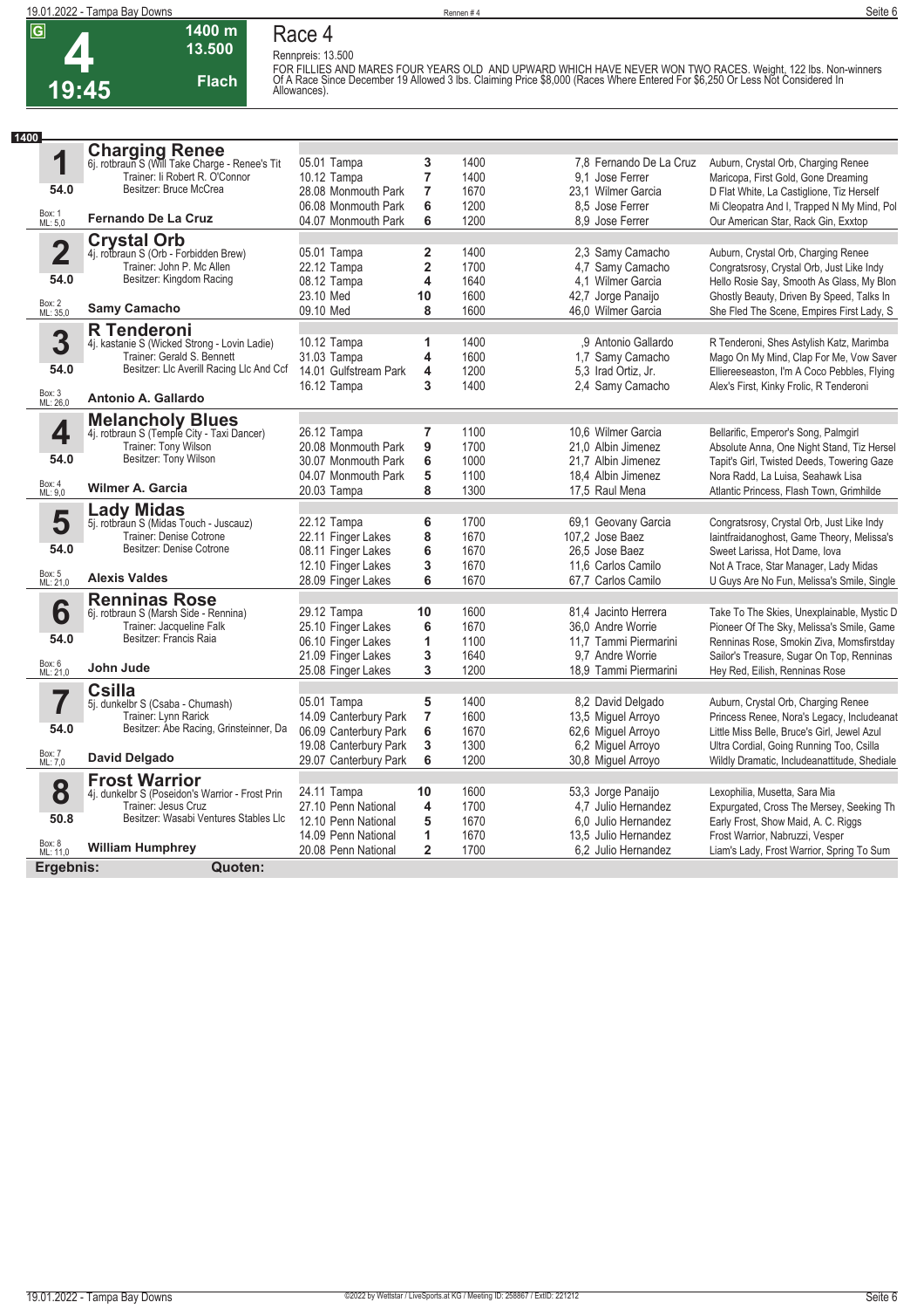# Race 4

**G** **4** **19:45** — **1400 m** **13.500** **Flach**

Rennpreis: 13.500

FOR FILLIES AND MARES FOUR YEARS OLD AND UPWARD WHICH HAVE NEVER WON TWO RACES. Weight, 122 lbs. Non-winners Of A Race Since December 19 Allowed 3 lbs. Claiming Price $8,000 (Races Where Entered For $6,250 Or Less Not Considered In Allowances).

**1400**

| Nr. | Pferd | Datum / Bahn | Pl. | Distanz | Quote / Jockey | Einlauf |
|---|---|---|---|---|---|---|
| **1** | **Charging Renee** 6j. rotbraun S (Will Take Charge - Renee's Tit) Trainer: Ii Robert R. O'Connor Besitzer: Bruce McCrea | 05.01 Tampa | 3 | 1400 | 7,8 Fernando De La Cruz | Auburn, Crystal Orb, Charging Renee |
| 54.0 | | 10.12 Tampa | 7 | 1400 | 9,1 Jose Ferrer | Maricopa, First Gold, Gone Dreaming |
| Box: 1 ML: 5,0 | **Fernando De La Cruz** | 28.08 Monmouth Park | 7 | 1670 | 23,1 Wilmer Garcia | D Flat White, La Castiglione, Tiz Herself |
| | | 06.08 Monmouth Park | 6 | 1200 | 8,5 Jose Ferrer | Mi Cleopatra And I, Trapped N My Mind, Pol |
| | | 04.07 Monmouth Park | 6 | 1200 | 8,9 Jose Ferrer | Our American Star, Rack Gin, Exxtop |
| **2** | **Crystal Orb** 4j. rotbraun S (Orb - Forbidden Brew) Trainer: John P. Mc Allen Besitzer: Kingdom Racing | 05.01 Tampa | 2 | 1400 | 2,3 Samy Camacho | Auburn, Crystal Orb, Charging Renee |
| 54.0 | | 22.12 Tampa | 2 | 1700 | 4,7 Samy Camacho | Congratsrosy, Crystal Orb, Just Like Indy |
| Box: 2 ML: 35,0 | **Samy Camacho** | 08.12 Tampa | 4 | 1640 | 4,1 Wilmer Garcia | Hello Rosie Say, Smooth As Glass, My Blon |
| | | 23.10 Med | 10 | 1600 | 42,7 Jorge Panaijo | Ghostly Beauty, Driven By Speed, Talks In |
| | | 09.10 Med | 8 | 1600 | 46,0 Wilmer Garcia | She Fled The Scene, Empires First Lady, S |
| **3** | **R Tenderoni** 4j. kastanie S (Wicked Strong - Lovin Ladie) Trainer: Gerald S. Bennett Besitzer: Llc Averill Racing Llc And Ccf | 10.12 Tampa | 1 | 1400 | ,9 Antonio Gallardo | R Tenderoni, Shes Astylish Katz, Marimba |
| 54.0 | | 31.03 Tampa | 4 | 1600 | 1,7 Samy Camacho | Mago On My Mind, Clap For Me, Vow Saver |
| Box: 3 ML: 26,0 | **Antonio A. Gallardo** | 14.01 Gulfstream Park | 4 | 1200 | 5,3 Irad Ortiz, Jr. | Elliereeseaston, I'm A Coco Pebbles, Flying |
| | | 16.12 Tampa | 3 | 1400 | 2,4 Samy Camacho | Alex's First, Kinky Frolic, R Tenderoni |
| **4** | **Melancholy Blues** 4j. rotbraun S (Temple City - Taxi Dancer) Trainer: Tony Wilson Besitzer: Tony Wilson | 26.12 Tampa | 7 | 1100 | 10,6 Wilmer Garcia | Bellarific, Emperor's Song, Palmgirl |
| 54.0 | | 20.08 Monmouth Park | 9 | 1700 | 21,0 Albin Jimenez | Absolute Anna, One Night Stand, Tiz Hersel |
| Box: 4 ML: 9,0 | **Wilmer A. Garcia** | 30.07 Monmouth Park | 6 | 1000 | 21,7 Albin Jimenez | Tapit's Girl, Twisted Deeds, Towering Gaze |
| | | 04.07 Monmouth Park | 5 | 1100 | 18,4 Albin Jimenez | Nora Radd, La Luisa, Seahawk Lisa |
| | | 20.03 Tampa | 8 | 1300 | 17,5 Raul Mena | Atlantic Princess, Flash Town, Grimhilde |
| **5** | **Lady Midas** 5j. rotbraun S (Midas Touch - Juscauz) Trainer: Denise Cotrone Besitzer: Denise Cotrone | 22.12 Tampa | 6 | 1700 | 69,1 Geovany Garcia | Congratsrosy, Crystal Orb, Just Like Indy |
| 54.0 | | 22.11 Finger Lakes | 8 | 1670 | 107,2 Jose Baez | Iaintfraidanoghost, Game Theory, Melissa's |
| Box: 5 ML: 21,0 | **Alexis Valdes** | 08.11 Finger Lakes | 6 | 1670 | 26,5 Jose Baez | Sweet Larissa, Hot Dame, Iova |
| | | 12.10 Finger Lakes | 3 | 1670 | 11,6 Carlos Camilo | Not A Trace, Star Manager, Lady Midas |
| | | 28.09 Finger Lakes | 6 | 1670 | 67,7 Carlos Camilo | U Guys Are No Fun, Melissa's Smile, Single |
| **6** | **Renninas Rose** 6j. rotbraun S (Marsh Side - Rennina) Trainer: Jacqueline Falk Besitzer: Francis Raia | 29.12 Tampa | 10 | 1600 | 81,4 Jacinto Herrera | Take To The Skies, Unexplainable, Mystic D |
| 54.0 | | 25.10 Finger Lakes | 6 | 1670 | 36,0 Andre Worrie | Pioneer Of The Sky, Melissa's Smile, Game |
| Box: 6 ML: 21,0 | **John Jude** | 06.10 Finger Lakes | 1 | 1100 | 11,7 Tammi Piermarini | Renninas Rose, Smokin Ziva, Momsfirstday |
| | | 21.09 Finger Lakes | 3 | 1640 | 9,7 Andre Worrie | Sailor's Treasure, Sugar On Top, Renninas |
| | | 25.08 Finger Lakes | 3 | 1200 | 18,9 Tammi Piermarini | Hey Red, Eilish, Renninas Rose |
| **7** | **Csilla** 5j. dunkelbr S (Csaba - Chumash) Trainer: Lynn Rarick Besitzer: Abe Racing, Grinsteinner, Da | 05.01 Tampa | 5 | 1400 | 8,2 David Delgado | Auburn, Crystal Orb, Charging Renee |
| 54.0 | | 14.09 Canterbury Park | 7 | 1600 | 13,5 Miguel Arroyo | Princess Renee, Nora's Legacy, Includeanat |
| Box: 7 ML: 7,0 | **David Delgado** | 06.09 Canterbury Park | 6 | 1670 | 62,6 Miguel Arroyo | Little Miss Belle, Bruce's Girl, Jewel Azul |
| | | 19.08 Canterbury Park | 3 | 1300 | 6,2 Miguel Arroyo | Ultra Cordial, Going Running Too, Csilla |
| | | 29.07 Canterbury Park | 6 | 1200 | 30,8 Miguel Arroyo | Wildly Dramatic, Includeanattitude, Shediale |
| **8** | **Frost Warrior** 4j. dunkelbr S (Poseidon's Warrior - Frost Prin) Trainer: Jesus Cruz Besitzer: Wasabi Ventures Stables Llc | 24.11 Tampa | 10 | 1600 | 53,3 Jorge Panaijo | Lexophilia, Musetta, Sara Mia |
| 50.8 | | 27.10 Penn National | 4 | 1700 | 4,7 Julio Hernandez | Expurgated, Cross The Mersey, Seeking Th |
| Box: 8 ML: 11,0 | **William Humphrey** | 12.10 Penn National | 5 | 1670 | 6,0 Julio Hernandez | Early Frost, Show Maid, A. C. Riggs |
| | | 14.09 Penn National | 1 | 1670 | 13,5 Julio Hernandez | Frost Warrior, Nabruzzi, Vesper |
| | | 20.08 Penn National | 2 | 1700 | 6,2 Julio Hernandez | Liam's Lady, Frost Warrior, Spring To Sum |

**Ergebnis:** **Quoten:**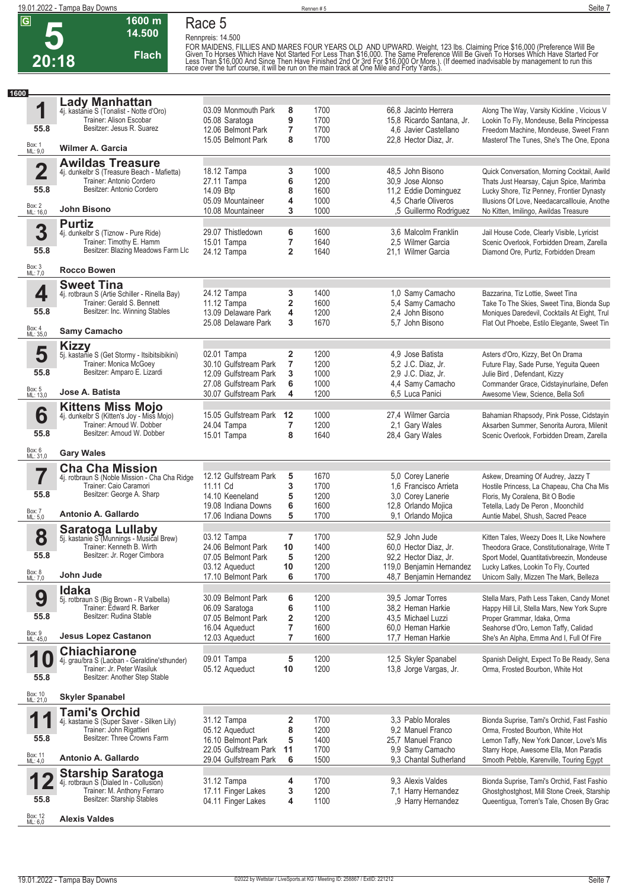# Race 5

**5** — 20:18 — 1600 m — 14.500 — Flach

Rennpreis: 14.500

FOR MAIDENS, FILLIES AND MARES FOUR YEARS OLD AND UPWARD. Weight, 123 lbs. Claiming Price $16,000 (Preference Will Be Given To Horses Which Have Not Started For Less Than $16,000. The Same Preference Will Be Given To Horses Which Have Started For Less Than $16,000 And Since Then Have Finished 2nd Or 3rd For $16,000 Or More.). (If deemed inadvisable by management to run this race over the turf course, it will be run on the main track at One Mile and Forty Yards.).

**1600**

## 1 Lady Manhattan
4j. kastanie S (Tonalist - Notte d'Oro)
Trainer: Alison Escobar
Besitzer: Jesus R. Suarez
55.8 — Box: 1 — ML: 9,0
**Wilmer A. Garcia**

| Datum | Bahn | Platz | Distanz | Quote | Jockey | Einlauf |
|---|---|---|---|---|---|---|
| 03.09 | Monmouth Park | 8 | 1700 | 66,8 | Jacinto Herrera | Along The Way, Varsity Kickline , Vicious V |
| 05.08 | Saratoga | 9 | 1700 | 15,8 | Ricardo Santana, Jr. | Lookin To Fly, Mondeuse, Bella Principessa |
| 12.06 | Belmont Park | 7 | 1700 | 4,6 | Javier Castellano | Freedom Machine, Mondeuse, Sweet Frann |
| 15.05 | Belmont Park | 8 | 1700 | 22,8 | Hector Diaz, Jr. | Masterof The Tunes, She's The One, Epona |

## 2 Awildas Treasure
4j. dunkelbr S (Treasure Beach - Mafietta)
Trainer: Antonio Cordero
Besitzer: Antonio Cordero
55.8 — Box: 2 — ML: 16,0
**John Bisono**

| Datum | Bahn | Platz | Distanz | Quote | Jockey | Einlauf |
|---|---|---|---|---|---|---|
| 18.12 | Tampa | 3 | 1000 | 48,5 | John Bisono | Quick Conversation, Morning Cocktail, Awild |
| 27.11 | Tampa | 6 | 1200 | 30,9 | Jose Alonso | Thats Just Hearsay, Cajun Spice, Marimba |
| 14.09 | Btp | 8 | 1600 | 11,2 | Eddie Dominguez | Lucky Shore, Tiz Penney, Frontier Dynasty |
| 05.09 | Mountaineer | 4 | 1000 | 4,5 | Charle Oliveros | Illusions Of Love, Needacarcalllouie, Anothe |
| 10.08 | Mountaineer | 3 | 1000 | ,5 | Guillermo Rodriguez | No Kitten, Imilingo, Awildas Treasure |

## 3 Purtiz
4j. dunkelbr S (Tiznow - Pure Ride)
Trainer: Timothy E. Hamm
Besitzer: Blazing Meadows Farm Llc
55.8 — Box: 3 — ML: 7,0
**Rocco Bowen**

| Datum | Bahn | Platz | Distanz | Quote | Jockey | Einlauf |
|---|---|---|---|---|---|---|
| 29.07 | Thistledown | 6 | 1600 | 3,6 | Malcolm Franklin | Jail House Code, Clearly Visible, Lyricist |
| 15.01 | Tampa | 7 | 1640 | 2,5 | Wilmer Garcia | Scenic Overlook, Forbidden Dream, Zarella |
| 24.12 | Tampa | 2 | 1640 | 21,1 | Wilmer Garcia | Diamond Ore, Purtiz, Forbidden Dream |

## 4 Sweet Tina
4j. rotbraun S (Artie Schiller - Rinella Bay)
Trainer: Gerald S. Bennett
Besitzer: Inc. Winning Stables
55.8 — Box: 4 — ML: 35,0
**Samy Camacho**

| Datum | Bahn | Platz | Distanz | Quote | Jockey | Einlauf |
|---|---|---|---|---|---|---|
| 24.12 | Tampa | 3 | 1400 | 1,0 | Samy Camacho | Bazzarina, Tiz Lottie, Sweet Tina |
| 11.12 | Tampa | 2 | 1600 | 5,4 | Samy Camacho | Take To The Skies, Sweet Tina, Bionda Sup |
| 13.09 | Delaware Park | 4 | 1200 | 2,4 | John Bisono | Moniques Daredevil, Cocktails At Eight, Trul |
| 25.08 | Delaware Park | 3 | 1670 | 5,7 | John Bisono | Flat Out Phoebe, Estilo Elegante, Sweet Tin |

## 5 Kizzy
5j. kastanie S (Get Stormy - Itsibitsibikini)
Trainer: Monica McGoey
Besitzer: Amparo E. Lizardi
55.8 — Box: 5 — ML: 13,0
**Jose A. Batista**

| Datum | Bahn | Platz | Distanz | Quote | Jockey | Einlauf |
|---|---|---|---|---|---|---|
| 02.01 | Tampa | 2 | 1200 | 4,9 | Jose Batista | Asters d'Oro, Kizzy, Bet On Drama |
| 30.10 | Gulfstream Park | 7 | 1200 | 5,2 | J.C. Diaz, Jr. | Future Flay, Sade Purse, Yeguita Queen |
| 12.09 | Gulfstream Park | 3 | 1000 | 2,9 | J.C. Diaz, Jr. | Julie Bird , Defendant, Kizzy |
| 27.08 | Gulfstream Park | 6 | 1000 | 4,4 | Samy Camacho | Commander Grace, Cidstayinurlaine, Defen |
| 30.07 | Gulfstream Park | 4 | 1200 | 6,5 | Luca Panici | Awesome View, Science, Bella Sofi |

## 6 Kittens Miss Mojo
4j. dunkelbr S (Kitten's Joy - Miss Mojo)
Trainer: Arnoud W. Dobber
Besitzer: Arnoud W. Dobber
55.8 — Box: 6 — ML: 31,0
**Gary Wales**

| Datum | Bahn | Platz | Distanz | Quote | Jockey | Einlauf |
|---|---|---|---|---|---|---|
| 15.05 | Gulfstream Park | 12 | 1000 | 27,4 | Wilmer Garcia | Bahamian Rhapsody, Pink Posse, Cidstayin |
| 24.04 | Tampa | 7 | 1200 | 2,1 | Gary Wales | Aksarben Summer, Senorita Aurora, Milenit |
| 15.01 | Tampa | 8 | 1640 | 28,4 | Gary Wales | Scenic Overlook, Forbidden Dream, Zarella |

## 7 Cha Cha Mission
4j. rotbraun S (Noble Mission - Cha Cha Ridge
Trainer: Caio Caramori
Besitzer: George A. Sharp
55.8 — Box: 7 — ML: 5,0
**Antonio A. Gallardo**

| Datum | Bahn | Platz | Distanz | Quote | Jockey | Einlauf |
|---|---|---|---|---|---|---|
| 12.12 | Gulfstream Park | 5 | 1670 | 5,0 | Corey Lanerie | Askew, Dreaming Of Audrey, Jazzy T |
| 11.11 | Cd | 3 | 1700 | 1,6 | Francisco Arrieta | Hostile Princess, La Chapeau, Cha Cha Mis |
| 14.10 | Keeneland | 5 | 1200 | 3,0 | Corey Lanerie | Floris, My Coralena, Bit O Bodie |
| 19.08 | Indiana Downs | 6 | 1600 | 12,8 | Orlando Mojica | Tetella, Lady De Peron , Moonchild |
| 17.06 | Indiana Downs | 5 | 1700 | 9,1 | Orlando Mojica | Auntie Mabel, Shush, Sacred Peace |

## 8 Saratoga Lullaby
5j. kastanie S (Munnings - Musical Brew)
Trainer: Kenneth B. Wirth
Besitzer: Jr. Roger Cimbora
55.8 — Box: 8 — ML: 7,0
**John Jude**

| Datum | Bahn | Platz | Distanz | Quote | Jockey | Einlauf |
|---|---|---|---|---|---|---|
| 03.12 | Tampa | 7 | 1700 | 52,9 | John Jude | Kitten Tales, Weezy Does It, Like Nowhere |
| 24.06 | Belmont Park | 10 | 1400 | 60,0 | Hector Diaz, Jr. | Theodora Grace, Constitutionalrage, Write T |
| 07.05 | Belmont Park | 5 | 1200 | 92,2 | Hector Diaz, Jr. | Sport Model, Quantitativbreezin, Mondeuse |
| 03.12 | Aqueduct | 10 | 1200 | 119,0 | Benjamin Hernandez | Lucky Latkes, Lookin To Fly, Courted |
| 17.10 | Belmont Park | 6 | 1700 | 48,7 | Benjamin Hernandez | Unicorn Sally, Mizzen The Mark, Belleza |

## 9 Idaka
5j. rotbraun S (Big Brown - R Valbella)
Trainer: Edward R. Barker
Besitzer: Rudina Stable
55.8 — Box: 9 — ML: 45,0
**Jesus Lopez Castanon**

| Datum | Bahn | Platz | Distanz | Quote | Jockey | Einlauf |
|---|---|---|---|---|---|---|
| 30.09 | Belmont Park | 6 | 1200 | 39,5 | Jomar Torres | Stella Mars, Path Less Taken, Candy Monet |
| 06.09 | Saratoga | 6 | 1100 | 38,2 | Heman Harkie | Happy Hill Lil, Stella Mars, New York Supre |
| 07.05 | Belmont Park | 2 | 1200 | 43,5 | Michael Luzzi | Proper Grammar, Idaka, Orma |
| 16.04 | Aqueduct | 7 | 1600 | 60,0 | Heman Harkie | Seahorse d'Oro, Lemon Taffy, Calidad |
| 12.03 | Aqueduct | 7 | 1600 | 17,7 | Heman Harkie | She's An Alpha, Emma And I, Full Of Fire |

## 10 Chiachiarone
4j. grau/bra S (Laoban - Geraldine'sthunder)
Trainer: Jr. Peter Wasiluk
Besitzer: Another Step Stable
55.8 — Box: 10 — ML: 21,0
**Skyler Spanabel**

| Datum | Bahn | Platz | Distanz | Quote | Jockey | Einlauf |
|---|---|---|---|---|---|---|
| 09.01 | Tampa | 5 | 1200 | 12,5 | Skyler Spanabel | Spanish Delight, Expect To Be Ready, Sena |
| 05.12 | Aqueduct | 10 | 1200 | 13,8 | Jorge Vargas, Jr. | Orma, Frosted Bourbon, White Hot |

## 11 Tami's Orchid
4j. kastanie S (Super Saver - Silken Lily)
Trainer: John Rigattieri
Besitzer: Three Crowns Farm
55.8 — Box: 11 — ML: 4,0
**Antonio A. Gallardo**

| Datum | Bahn | Platz | Distanz | Quote | Jockey | Einlauf |
|---|---|---|---|---|---|---|
| 31.12 | Tampa | 2 | 1700 | 3,3 | Pablo Morales | Bionda Suprise, Tami's Orchid, Fast Fashio |
| 05.12 | Aqueduct | 8 | 1200 | 9,2 | Manuel Franco | Orma, Frosted Bourbon, White Hot |
| 16.10 | Belmont Park | 5 | 1400 | 25,7 | Manuel Franco | Lemon Taffy, New York Dancer, Love's Mis |
| 22.05 | Gulfstream Park | 11 | 1700 | 9,9 | Samy Camacho | Starry Hope, Awesome Ella, Mon Paradis |
| 29.04 | Gulfstream Park | 6 | 1500 | 9,3 | Chantal Sutherland | Smooth Pebble, Karenville, Touring Egypt |

## 12 Starship Saratoga
4j. rotbraun S (Dialed In - Collusion)
Trainer: M. Anthony Ferraro
Besitzer: Starship Stables
55.8 — Box: 12 — ML: 6,0
**Alexis Valdes**

| Datum | Bahn | Platz | Distanz | Quote | Jockey | Einlauf |
|---|---|---|---|---|---|---|
| 31.12 | Tampa | 4 | 1700 | 9,3 | Alexis Valdes | Bionda Suprise, Tami's Orchid, Fast Fashio |
| 17.11 | Finger Lakes | 3 | 1200 | 7,1 | Harry Hernandez | Ghostghostghost, Mill Stone Creek, Starship |
| 04.11 | Finger Lakes | 4 | 1100 | ,9 | Harry Hernandez | Queentigua, Torren's Tale, Chosen By Grac |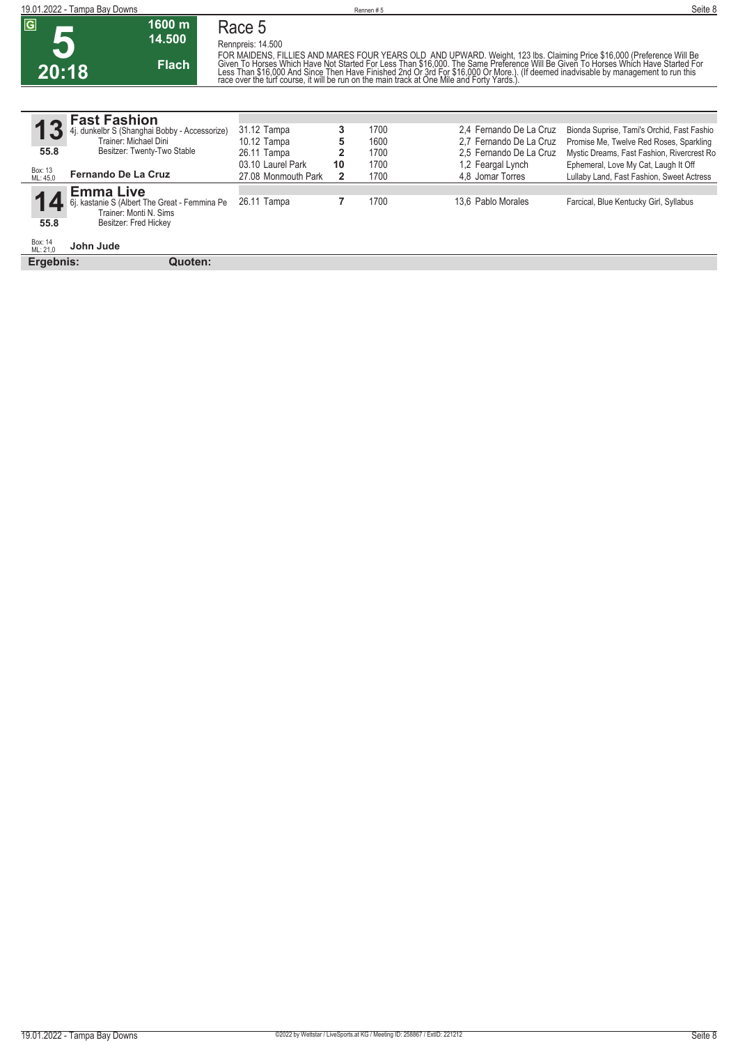**G**

# 5

**20:18**

**1600 m**
**14.500**
**Flach**

## Race 5

Rennpreis: 14.500

FOR MAIDENS, FILLIES AND MARES FOUR YEARS OLD AND UPWARD. Weight, 123 lbs. Claiming Price $16,000 (Preference Will Be Given To Horses Which Have Not Started For Less Than $16,000. The Same Preference Will Be Given To Horses Which Have Started For Less Than $16,000 And Since Then Have Finished 2nd Or 3rd For $16,000 Or More.). (If deemed inadvisable by management to run this race over the turf course, it will be run on the main track at One Mile and Forty Yards.).

### 13 Fast Fashion

4j. dunkelbr S (Shanghai Bobby - Accessorize)
Trainer: Michael Dini
Besitzer: Twenty-Two Stable
55.8
Box: 13
ML: 45,0
**Fernando De La Cruz**

| Datum/Bahn | Platz | Distanz | Quote/Jockey | Einlauf |
|---|---|---|---|---|
| 31.12 Tampa | 3 | 1700 | 2,4 Fernando De La Cruz | Bionda Suprise, Tami's Orchid, Fast Fashio |
| 10.12 Tampa | 5 | 1600 | 2,7 Fernando De La Cruz | Promise Me, Twelve Red Roses, Sparkling |
| 26.11 Tampa | 2 | 1700 | 2,5 Fernando De La Cruz | Mystic Dreams, Fast Fashion, Rivercrest Ro |
| 03.10 Laurel Park | 10 | 1700 | 1,2 Feargal Lynch | Ephemeral, Love My Cat, Laugh It Off |
| 27.08 Monmouth Park | 2 | 1700 | 4,8 Jomar Torres | Lullaby Land, Fast Fashion, Sweet Actress |

### 14 Emma Live

6j. kastanie S (Albert The Great - Femmina Pe
Trainer: Monti N. Sims
Besitzer: Fred Hickey
55.8
Box: 14
ML: 21,0
**John Jude**

| Datum/Bahn | Platz | Distanz | Quote/Jockey | Einlauf |
|---|---|---|---|---|
| 26.11 Tampa | 7 | 1700 | 13,6 Pablo Morales | Farcical, Blue Kentucky Girl, Syllabus |

**Ergebnis:** **Quoten:**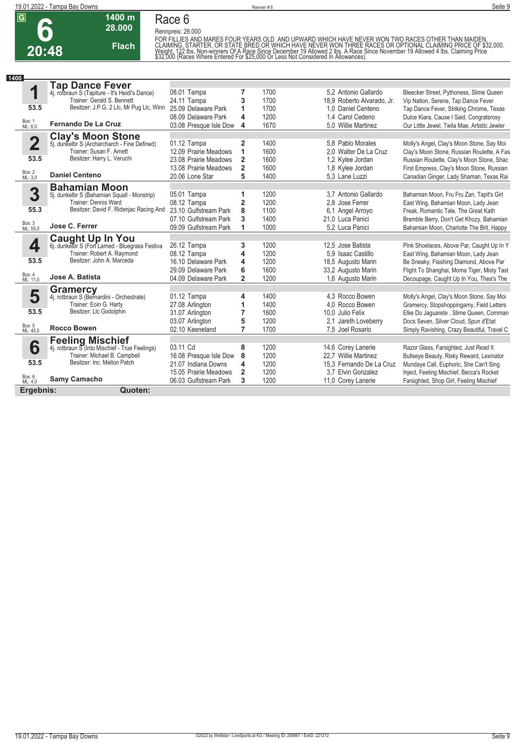# Race 6

**G** | **6** | **20:48** | **1400 m** | **28.000** | **Flach**

Rennpreis: 28.000

FOR FILLIES AND MARES FOUR YEARS OLD AND UPWARD WHICH HAVE NEVER WON TWO RACES OTHER THAN MAIDEN, CLAIMING, STARTER, OR STATE BRED OR WHICH HAVE NEVER WON THREE RACES OR OPTIONAL CLAIMING PRICE OF $32,000. Weight, 122 lbs. Non-winners Of A Race Since December 19 Allowed 2 lbs. A Race Since November 19 Allowed 4 lbs. Claiming Price $32,000 (Races Where Entered For $25,000 Or Less Not Considered In Allowances).

**1400**

## 1 Tap Dance Fever

4j. rotbraun S (Tapiture - It's Heidi's Dance)
Trainer: Gerald S. Bennett
Besitzer: J.P.G. 2 Llc, Mr Pug Llc, Winn
53.5
Box: 1 ML: 6,0
**Fernando De La Cruz**

| Datum | Bahn | Pl. | Distanz | Quote / Jockey | Einlauf |
|---|---|---|---|---|---|
| 08.01 | Tampa | 7 | 1700 | 5,2 Antonio Gallardo | Bleecker Street, Pythoness, Slime Queen |
| 24.11 | Tampa | 3 | 1700 | 18,9 Roberto Alvarado, Jr. | Vip Nation, Serene, Tap Dance Fever |
| 25.09 | Delaware Park | 1 | 1700 | 1,0 Daniel Centeno | Tap Dance Fever, Striking Chrome, Texas |
| 08.09 | Delaware Park | 4 | 1200 | 1,4 Carol Cedeno | Dulce Kiara, Cause I Said, Congratsrosy |
| 03.08 | Presque Isle Dow | 4 | 1670 | 5,0 Willie Martinez | Our Little Jewel, Twila Mae, Artistic Jewler |

## 2 Clay's Moon Stone

5j. dunkelbr S (Archarcharch - Fine Defined)
Trainer: Susan F. Arnett
Besitzer: Harry L. Veruchi
53.5
Box: 2 ML: 3,0
**Daniel Centeno**

| Datum | Bahn | Pl. | Distanz | Quote / Jockey | Einlauf |
|---|---|---|---|---|---|
| 01.12 | Tampa | 2 | 1400 | 5,8 Pablo Morales | Molly's Angel, Clay's Moon Stone, Say Moi |
| 12.09 | Prairie Meadows | 1 | 1600 | 2,0 Walter De La Cruz | Clay's Moon Stone, Russian Roulette, A Fas |
| 23.08 | Prairie Meadows | 2 | 1600 | 1,2 Kylee Jordan | Russian Roulette, Clay's Moon Stone, Shac |
| 13.08 | Prairie Meadows | 2 | 1600 | 1,8 Kylee Jordan | First Empress, Clay's Moon Stone, Russian |
| 20.06 | Lone Star | 5 | 1400 | 5,3 Lane Luzzi | Canadian Ginger, Lady Shaman, Texas Rai |

## 3 Bahamian Moon

5j. dunkelbr S (Bahamian Squall - Monstrip)
Trainer: Dennis Ward
Besitzer: David F. Ridenjac Racing And
55.3
Box: 3 ML: 55,0
**Jose C. Ferrer**

| Datum | Bahn | Pl. | Distanz | Quote / Jockey | Einlauf |
|---|---|---|---|---|---|
| 05.01 | Tampa | 1 | 1200 | 3,7 Antonio Gallardo | Bahamian Moon, Fru Fru Zan, Tapit's Girl |
| 08.12 | Tampa | 2 | 1200 | 2,8 Jose Ferrer | East Wing, Bahamian Moon, Lady Jean |
| 23.10 | Gulfstream Park | 8 | 1100 | 6,1 Angel Arroyo | Freak, Romantic Tale, The Great Kath |
| 07.10 | Gulfstream Park | 3 | 1400 | 21,0 Luca Panici | Bramble Berry, Don't Get Khozy, Bahamian |
| 09.09 | Gulfstream Park | 1 | 1000 | 5,2 Luca Panici | Bahamian Moon, Charlotte The Brit, Happy |

## 4 Caught Up In You

6j. dunkelbr S (Fort Larned - Bluegrass Festiva
Trainer: Robert A. Raymond
Besitzer: John A. Marceda
53.5
Box: 4 ML: 11,0
**Jose A. Batista**

| Datum | Bahn | Pl. | Distanz | Quote / Jockey | Einlauf |
|---|---|---|---|---|---|
| 26.12 | Tampa | 3 | 1200 | 12,5 Jose Batista | Pink Shoelaces, Above Par, Caught Up In Y |
| 08.12 | Tampa | 4 | 1200 | 5,9 Isaac Castillo | East Wing, Bahamian Moon, Lady Jean |
| 16.10 | Delaware Park | 4 | 1200 | 18,5 Augusto Marin | Be Sneaky, Flashing Diamond, Above Par |
| 29.09 | Delaware Park | 6 | 1600 | 33,2 Augusto Marin | Flight To Shanghai, Moma Tiger, Misty Tast |
| 04.09 | Delaware Park | 2 | 1200 | 1,6 Augusto Marin | Decoupage, Caught Up In You, Thea's The |

## 5 Gramercy

4j. rotbraun S (Bernardini - Orchestrate)
Trainer: Eoin G. Harty
Besitzer: Llc Godolphin
53.5
Box: 5 ML: 45,0
**Rocco Bowen**

| Datum | Bahn | Pl. | Distanz | Quote / Jockey | Einlauf |
|---|---|---|---|---|---|
| 01.12 | Tampa | 4 | 1400 | 4,3 Rocco Bowen | Molly's Angel, Clay's Moon Stone, Say Moi |
| 27.08 | Arlington | 1 | 1400 | 4,0 Rocco Bowen | Gramercy, Stopshoppingamy, Field Letters |
| 31.07 | Arlington | 7 | 1600 | 10,0 Julio Felix | Elke Do Jaguarete , Slime Queen, Comman |
| 03.07 | Arlington | 5 | 1200 | 2,1 Jareth Loveberry | Docs Seven, Silver Cloud, Spun d'Etat |
| 02.10 | Keeneland | 7 | 1700 | 7,5 Joel Rosario | Simply Ravishing, Crazy Beautiful, Travel C |

## 6 Feeling Mischief

4j. rotbraun S (Into Mischief - True Feelings)
Trainer: Michael B. Campbell
Besitzer: Inc. Mellon Patch
53.5
Box: 6 ML: 4,0
**Samy Camacho**

| Datum | Bahn | Pl. | Distanz | Quote / Jockey | Einlauf |
|---|---|---|---|---|---|
| 03.11 | Cd | 8 | 1200 | 14,6 Corey Lanerie | Razor Glass, Farsighted, Just Read It |
| 16.08 | Presque Isle Dow | 8 | 1200 | 22,7 Willie Martinez | Bullseye Beauty, Risky Reward, Lexinator |
| 21.07 | Indiana Downs | 4 | 1200 | 15,3 Fernando De La Cruz | Mundaye Call, Euphoric, She Can't Sing |
| 15.05 | Prairie Meadows | 2 | 1200 | 3,7 Elvin Gonzalez | Inject, Feeling Mischief, Becca's Rocket |
| 06.03 | Gulfstream Park | 3 | 1200 | 11,0 Corey Lanerie | Farsighted, Shop Girl, Feeling Mischief |

**Ergebnis:** | **Quoten:**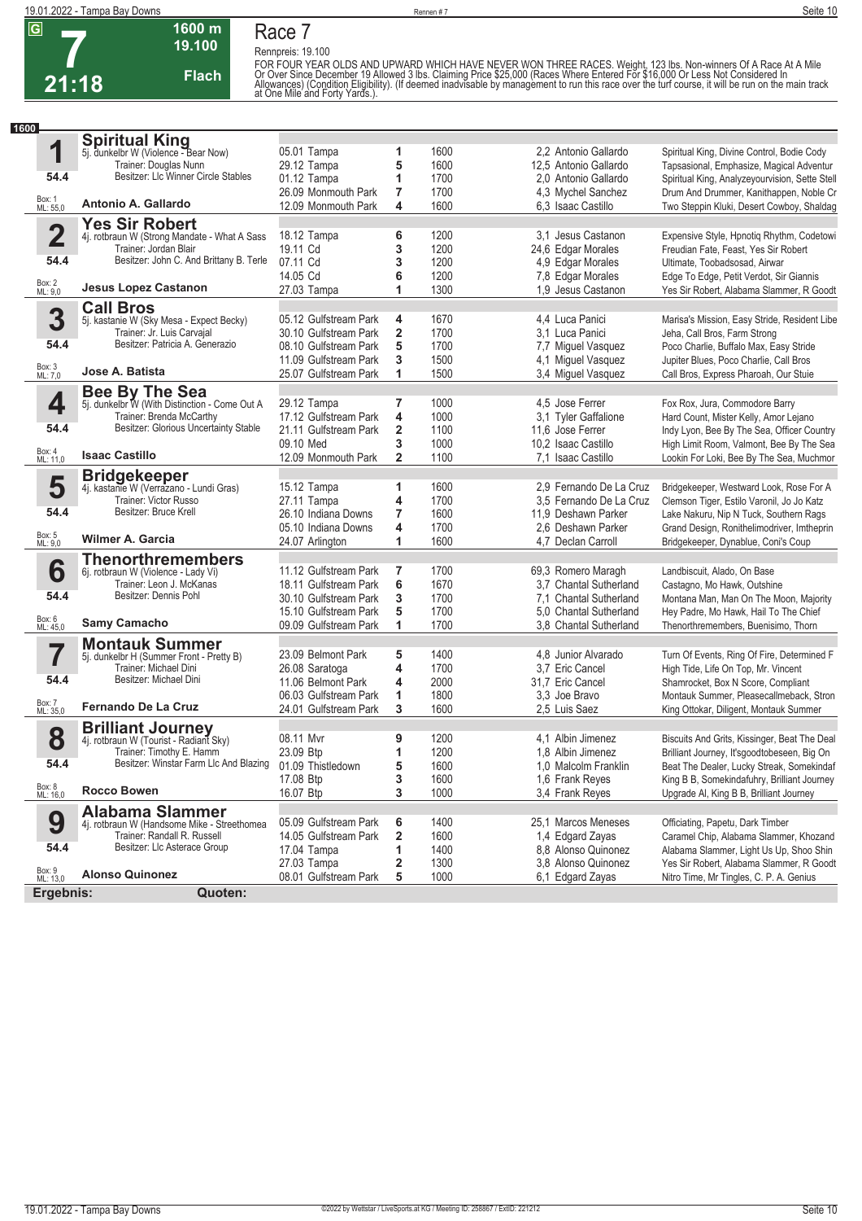# Race 7

**7** — 21:18 — 1600 m — 19.100 — Flach

Rennpreis: 19.100

FOR FOUR YEAR OLDS AND UPWARD WHICH HAVE NEVER WON THREE RACES. Weight, 123 lbs. Non-winners Of A Race At A Mile Or Over Since December 19 Allowed 3 lbs. Claiming Price $25,000 (Races Where Entered For $16,000 Or Less Not Considered In Allowances) (Condition Eligibility). (If deemed inadvisable by management to run this race over the turf course, it will be run on the main track at One Mile and Forty Yards.).

**1600**

## 1 Spiritual King
5j. dunkelbr W (Violence - Bear Now)
Trainer: Douglas Nunn
Besitzer: Llc Winner Circle Stables
54.4 — Box: 1 — ML: 55,0
**Antonio A. Gallardo**

| Datum | Bahn | Platz | Distanz | Quote | Jockey | Einlauf |
|---|---|---|---|---|---|---|
| 05.01 | Tampa | 1 | 1600 | 2,2 | Antonio Gallardo | Spiritual King, Divine Control, Bodie Cody |
| 29.12 | Tampa | 5 | 1600 | 12,5 | Antonio Gallardo | Tapsasional, Emphasize, Magical Adventur |
| 01.12 | Tampa | 1 | 1700 | 2,0 | Antonio Gallardo | Spiritual King, Analyzeyourvision, Sette Stell |
| 26.09 | Monmouth Park | 7 | 1700 | 4,3 | Mychel Sanchez | Drum And Drummer, Kanithappen, Noble Cr |
| 12.09 | Monmouth Park | 4 | 1600 | 6,3 | Isaac Castillo | Two Steppin Kluki, Desert Cowboy, Shaldag |

## 2 Yes Sir Robert
4j. rotbraun W (Strong Mandate - What A Sass
Trainer: Jordan Blair
Besitzer: John C. And Brittany B. Terle
54.4 — Box: 2 — ML: 9,0
**Jesus Lopez Castanon**

| Datum | Bahn | Platz | Distanz | Quote | Jockey | Einlauf |
|---|---|---|---|---|---|---|
| 18.12 | Tampa | 6 | 1200 | 3,1 | Jesus Castanon | Expensive Style, Hpnotiq Rhythm, Codetowi |
| 19.11 | Cd | 3 | 1200 | 24,6 | Edgar Morales | Freudian Fate, Feast, Yes Sir Robert |
| 07.11 | Cd | 3 | 1200 | 4,9 | Edgar Morales | Ultimate, Toobadsosad, Airwar |
| 14.05 | Cd | 6 | 1200 | 7,8 | Edgar Morales | Edge To Edge, Petit Verdot, Sir Giannis |
| 27.03 | Tampa | 1 | 1300 | 1,9 | Jesus Castanon | Yes Sir Robert, Alabama Slammer, R Goodt |

## 3 Call Bros
5j. kastanie W (Sky Mesa - Expect Becky)
Trainer: Jr. Luis Carvajal
Besitzer: Patricia A. Generazio
54.4 — Box: 3 — ML: 7,0
**Jose A. Batista**

| Datum | Bahn | Platz | Distanz | Quote | Jockey | Einlauf |
|---|---|---|---|---|---|---|
| 05.12 | Gulfstream Park | 4 | 1670 | 4,4 | Luca Panici | Marisa's Mission, Easy Stride, Resident Libe |
| 30.10 | Gulfstream Park | 2 | 1700 | 3,1 | Luca Panici | Jeha, Call Bros, Farm Strong |
| 08.10 | Gulfstream Park | 5 | 1700 | 7,7 | Miguel Vasquez | Poco Charlie, Buffalo Max, Easy Stride |
| 11.09 | Gulfstream Park | 3 | 1500 | 4,1 | Miguel Vasquez | Jupiter Blues, Poco Charlie, Call Bros |
| 25.07 | Gulfstream Park | 1 | 1500 | 3,4 | Miguel Vasquez | Call Bros, Express Pharoah, Our Stuie |

## 4 Bee By The Sea
5j. dunkelbr W (With Distinction - Come Out A
Trainer: Brenda McCarthy
Besitzer: Glorious Uncertainty Stable
54.4 — Box: 4 — ML: 11,0
**Isaac Castillo**

| Datum | Bahn | Platz | Distanz | Quote | Jockey | Einlauf |
|---|---|---|---|---|---|---|
| 29.12 | Tampa | 7 | 1000 | 4,5 | Jose Ferrer | Fox Rox, Jura, Commodore Barry |
| 17.12 | Gulfstream Park | 4 | 1000 | 3,1 | Tyler Gaffalione | Hard Count, Mister Kelly, Amor Lejano |
| 21.11 | Gulfstream Park | 2 | 1100 | 11,6 | Jose Ferrer | Indy Lyon, Bee By The Sea, Officer Country |
| 09.10 | Med | 3 | 1000 | 10,2 | Isaac Castillo | High Limit Room, Valmont, Bee By The Sea |
| 12.09 | Monmouth Park | 2 | 1100 | 7,1 | Isaac Castillo | Lookin For Loki, Bee By The Sea, Muchmor |

## 5 Bridgekeeper
4j. kastanie W (Verrazano - Lundi Gras)
Trainer: Victor Russo
Besitzer: Bruce Krell
54.4 — Box: 5 — ML: 9,0
**Wilmer A. Garcia**

| Datum | Bahn | Platz | Distanz | Quote | Jockey | Einlauf |
|---|---|---|---|---|---|---|
| 15.12 | Tampa | 1 | 1600 | 2,9 | Fernando De La Cruz | Bridgekeeper, Westward Look, Rose For A |
| 27.11 | Tampa | 4 | 1700 | 3,5 | Fernando De La Cruz | Clemson Tiger, Estilo Varonil, Jo Jo Katz |
| 26.10 | Indiana Downs | 7 | 1600 | 11,9 | Deshawn Parker | Lake Nakuru, Nip N Tuck, Southern Rags |
| 05.10 | Indiana Downs | 4 | 1700 | 2,6 | Deshawn Parker | Grand Design, Ronithelimodriver, Imtheprin |
| 24.07 | Arlington | 1 | 1600 | 4,7 | Declan Carroll | Bridgekeeper, Dynablue, Coni's Coup |

## 6 Thenorthremembers
6j. rotbraun W (Violence - Lady Vi)
Trainer: Leon J. McKanas
Besitzer: Dennis Pohl
54.4 — Box: 6 — ML: 45,0
**Samy Camacho**

| Datum | Bahn | Platz | Distanz | Quote | Jockey | Einlauf |
|---|---|---|---|---|---|---|
| 11.12 | Gulfstream Park | 7 | 1700 | 69,3 | Romero Maragh | Landbiscuit, Alado, On Base |
| 18.11 | Gulfstream Park | 6 | 1670 | 3,7 | Chantal Sutherland | Castagno, Mo Hawk, Outshine |
| 30.10 | Gulfstream Park | 3 | 1700 | 7,1 | Chantal Sutherland | Montana Man, Man On The Moon, Majority |
| 15.10 | Gulfstream Park | 5 | 1700 | 5,0 | Chantal Sutherland | Hey Padre, Mo Hawk, Hail To The Chief |
| 09.09 | Gulfstream Park | 1 | 1700 | 3,8 | Chantal Sutherland | Thenorthremembers, Buenisimo, Thorn |

## 7 Montauk Summer
5j. dunkelbr H (Summer Front - Pretty B)
Trainer: Michael Dini
Besitzer: Michael Dini
54.4 — Box: 7 — ML: 35,0
**Fernando De La Cruz**

| Datum | Bahn | Platz | Distanz | Quote | Jockey | Einlauf |
|---|---|---|---|---|---|---|
| 23.09 | Belmont Park | 5 | 1400 | 4,8 | Junior Alvarado | Turn Of Events, Ring Of Fire, Determined F |
| 26.08 | Saratoga | 4 | 1700 | 3,7 | Eric Cancel | High Tide, Life On Top, Mr. Vincent |
| 11.06 | Belmont Park | 4 | 2000 | 31,7 | Eric Cancel | Shamrocket, Box N Score, Compliant |
| 06.03 | Gulfstream Park | 1 | 1800 | 3,3 | Joe Bravo | Montauk Summer, Pleasecallmeback, Stron |
| 24.01 | Gulfstream Park | 3 | 1600 | 2,5 | Luis Saez | King Ottokar, Diligent, Montauk Summer |

## 8 Brilliant Journey
4j. rotbraun W (Tourist - Radiant Sky)
Trainer: Timothy E. Hamm
Besitzer: Winstar Farm Llc And Blazing
54.4 — Box: 8 — ML: 16,0
**Rocco Bowen**

| Datum | Bahn | Platz | Distanz | Quote | Jockey | Einlauf |
|---|---|---|---|---|---|---|
| 08.11 | Mvr | 9 | 1200 | 4,1 | Albin Jimenez | Biscuits And Grits, Kissinger, Beat The Deal |
| 23.09 | Btp | 1 | 1200 | 1,8 | Albin Jimenez | Brilliant Journey, It'sgoodtobeseen, Big On |
| 01.09 | Thistledown | 5 | 1600 | 1,0 | Malcolm Franklin | Beat The Dealer, Lucky Streak, Somekindaf |
| 17.08 | Btp | 3 | 1600 | 1,6 | Frank Reyes | King B B, Somekindafuhry, Brilliant Journey |
| 16.07 | Btp | 3 | 1000 | 3,4 | Frank Reyes | Upgrade Al, King B B, Brilliant Journey |

## 9 Alabama Slammer
4j. rotbraun W (Handsome Mike - Streethomea
Trainer: Randall R. Russell
Besitzer: Llc Asterace Group
54.4 — Box: 9 — ML: 13,0
**Alonso Quinonez**

| Datum | Bahn | Platz | Distanz | Quote | Jockey | Einlauf |
|---|---|---|---|---|---|---|
| 05.09 | Gulfstream Park | 6 | 1400 | 25,1 | Marcos Meneses | Officiating, Papetu, Dark Timber |
| 14.05 | Gulfstream Park | 2 | 1600 | 1,4 | Edgard Zayas | Caramel Chip, Alabama Slammer, Khozand |
| 17.04 | Tampa | 1 | 1400 | 8,8 | Alonso Quinonez | Alabama Slammer, Light Us Up, Shoo Shin |
| 27.03 | Tampa | 2 | 1300 | 3,8 | Alonso Quinonez | Yes Sir Robert, Alabama Slammer, R Goodt |
| 08.01 | Gulfstream Park | 5 | 1000 | 6,1 | Edgard Zayas | Nitro Time, Mr Tingles, C. P. A. Genius |

**Ergebnis:** **Quoten:**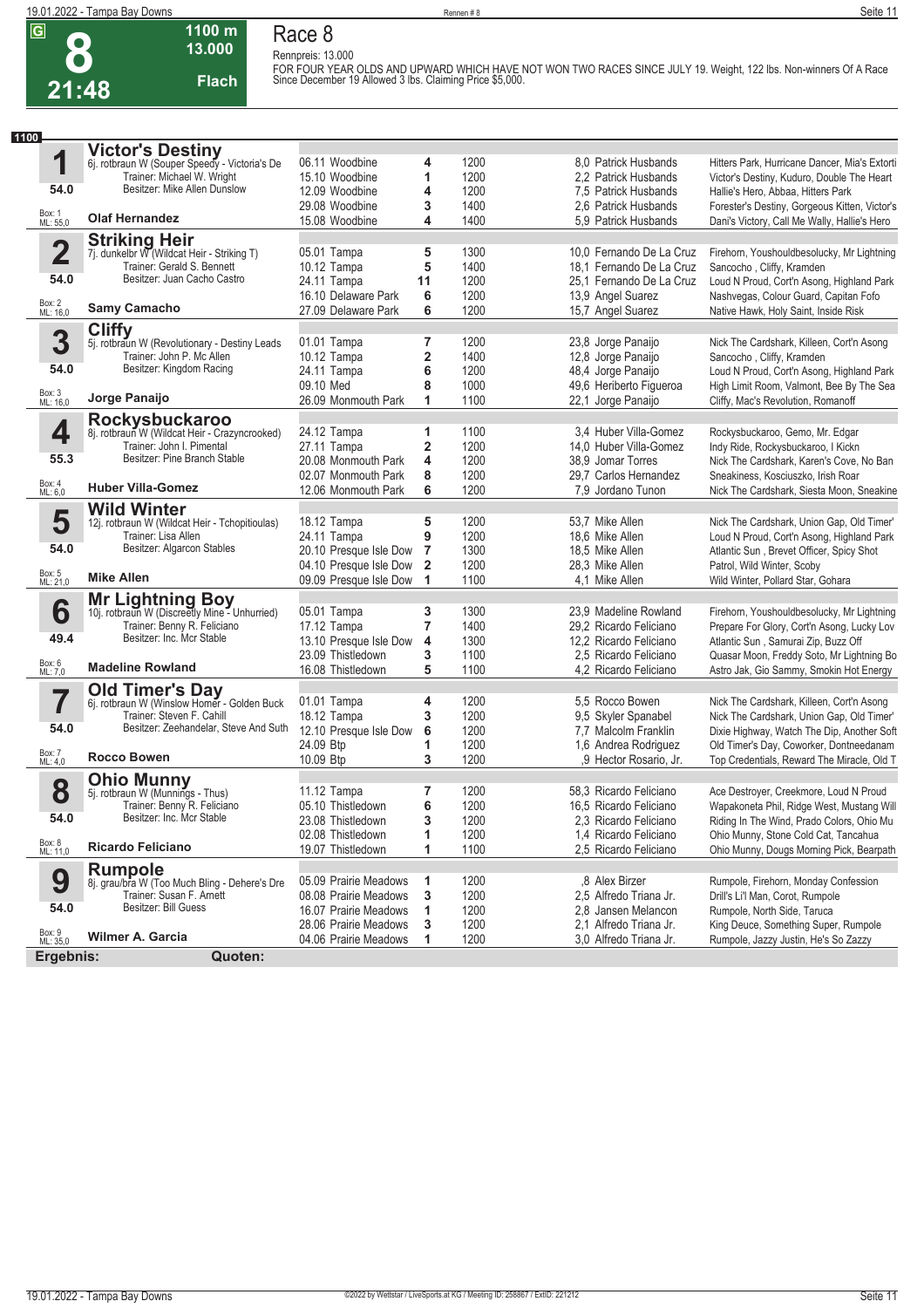# Race 8

**G** | **8** | **21:48** | **1100 m** | **13.000** | **Flach**

Rennpreis: 13.000

FOR FOUR YEAR OLDS AND UPWARD WHICH HAVE NOT WON TWO RACES SINCE JULY 19. Weight, 122 lbs. Non-winners Of A Race Since December 19 Allowed 3 lbs. Claiming Price $5,000.

**1100**

## 1 Victor's Destiny

6j. rotbraun W (Souper Speedy - Victoria's De
Trainer: Michael W. Wright
Besitzer: Mike Allen Dunslow
Gewicht: 54.0 | Box: 1 | ML: 55,0
**Olaf Hernandez**

| Datum | Bahn | Pl. | Distanz | Quote | Jockey | Einlauf |
|---|---|---|---|---|---|---|
| 06.11 | Woodbine | 4 | 1200 | 8,0 | Patrick Husbands | Hitters Park, Hurricane Dancer, Mia's Extorti |
| 15.10 | Woodbine | 1 | 1200 | 2,2 | Patrick Husbands | Victor's Destiny, Kuduro, Double The Heart |
| 12.09 | Woodbine | 4 | 1200 | 7,5 | Patrick Husbands | Hallie's Hero, Abbaa, Hitters Park |
| 29.08 | Woodbine | 3 | 1400 | 2,6 | Patrick Husbands | Forester's Destiny, Gorgeous Kitten, Victor's |
| 15.08 | Woodbine | 4 | 1200 | 5,9 | Patrick Husbands | Dani's Victory, Call Me Wally, Hallie's Hero |

## 2 Striking Heir

7j. dunkelbr W (Wildcat Heir - Striking T)
Trainer: Gerald S. Bennett
Besitzer: Juan Cacho Castro
Gewicht: 54.0 | Box: 2 | ML: 16,0
**Samy Camacho**

| Datum | Bahn | Pl. | Distanz | Quote | Jockey | Einlauf |
|---|---|---|---|---|---|---|
| 05.01 | Tampa | 5 | 1300 | 10,0 | Fernando De La Cruz | Firehorn, Youshouldbesolucky, Mr Lightning |
| 10.12 | Tampa | 5 | 1400 | 18,1 | Fernando De La Cruz | Sancocho , Cliffy, Kramden |
| 24.11 | Tampa | 11 | 1200 | 25,1 | Fernando De La Cruz | Loud N Proud, Cort'n Asong, Highland Park |
| 16.10 | Delaware Park | 6 | 1200 | 13,9 | Angel Suarez | Nashvegas, Colour Guard, Capitan Fofo |
| 27.09 | Delaware Park | 6 | 1200 | 15,7 | Angel Suarez | Native Hawk, Holy Saint, Inside Risk |

## 3 Cliffy

5j. rotbraun W (Revolutionary - Destiny Leads
Trainer: John P. Mc Allen
Besitzer: Kingdom Racing
Gewicht: 54.0 | Box: 3 | ML: 16,0
**Jorge Panaijo**

| Datum | Bahn | Pl. | Distanz | Quote | Jockey | Einlauf |
|---|---|---|---|---|---|---|
| 01.01 | Tampa | 7 | 1200 | 23,8 | Jorge Panaijo | Nick The Cardshark, Killeen, Cort'n Asong |
| 10.12 | Tampa | 2 | 1400 | 12,8 | Jorge Panaijo | Sancocho , Cliffy, Kramden |
| 24.11 | Tampa | 6 | 1200 | 48,4 | Jorge Panaijo | Loud N Proud, Cort'n Asong, Highland Park |
| 09.10 | Med | 8 | 1000 | 49,6 | Heriberto Figueroa | High Limit Room, Valmont, Bee By The Sea |
| 26.09 | Monmouth Park | 1 | 1100 | 22,1 | Jorge Panaijo | Cliffy, Mac's Revolution, Romanoff |

## 4 Rockysbuckaroo

8j. rotbraun W (Wildcat Heir - Crazyncrooked)
Trainer: John I. Pimental
Besitzer: Pine Branch Stable
Gewicht: 55.3 | Box: 4 | ML: 6,0
**Huber Villa-Gomez**

| Datum | Bahn | Pl. | Distanz | Quote | Jockey | Einlauf |
|---|---|---|---|---|---|---|
| 24.12 | Tampa | 1 | 1100 | 3,4 | Huber Villa-Gomez | Rockysbuckaroo, Gemo, Mr. Edgar |
| 27.11 | Tampa | 2 | 1200 | 14,0 | Huber Villa-Gomez | Indy Ride, Rockysbuckaroo, I Kickn |
| 20.08 | Monmouth Park | 4 | 1200 | 38,9 | Jomar Torres | Nick The Cardshark, Karen's Cove, No Ban |
| 02.07 | Monmouth Park | 8 | 1200 | 29,7 | Carlos Hernandez | Sneakiness, Kosciuszko, Irish Roar |
| 12.06 | Monmouth Park | 6 | 1200 | 7,9 | Jordano Tunon | Nick The Cardshark, Siesta Moon, Sneakine |

## 5 Wild Winter

12j. rotbraun W (Wildcat Heir - Tchopitioulas)
Trainer: Lisa Allen
Besitzer: Algarcon Stables
Gewicht: 54.0 | Box: 5 | ML: 21,0
**Mike Allen**

| Datum | Bahn | Pl. | Distanz | Quote | Jockey | Einlauf |
|---|---|---|---|---|---|---|
| 18.12 | Tampa | 5 | 1200 | 53,7 | Mike Allen | Nick The Cardshark, Union Gap, Old Timer' |
| 24.11 | Tampa | 9 | 1200 | 18,6 | Mike Allen | Loud N Proud, Cort'n Asong, Highland Park |
| 20.10 | Presque Isle Dow | 7 | 1300 | 18,5 | Mike Allen | Atlantic Sun , Brevet Officer, Spicy Shot |
| 04.10 | Presque Isle Dow | 2 | 1200 | 28,3 | Mike Allen | Patrol, Wild Winter, Scoby |
| 09.09 | Presque Isle Dow | 1 | 1100 | 4,1 | Mike Allen | Wild Winter, Pollard Star, Gohara |

## 6 Mr Lightning Boy

10j. rotbraun W (Discreetly Mine - Unhurried)
Trainer: Benny R. Feliciano
Besitzer: Inc. Mcr Stable
Gewicht: 49.4 | Box: 6 | ML: 7,0
**Madeline Rowland**

| Datum | Bahn | Pl. | Distanz | Quote | Jockey | Einlauf |
|---|---|---|---|---|---|---|
| 05.01 | Tampa | 3 | 1300 | 23,9 | Madeline Rowland | Firehorn, Youshouldbesolucky, Mr Lightning |
| 17.12 | Tampa | 7 | 1400 | 29,2 | Ricardo Feliciano | Prepare For Glory, Cort'n Asong, Lucky Lov |
| 13.10 | Presque Isle Dow | 4 | 1300 | 12,2 | Ricardo Feliciano | Atlantic Sun , Samurai Zip, Buzz Off |
| 23.09 | Thistledown | 3 | 1100 | 2,5 | Ricardo Feliciano | Quasar Moon, Freddy Soto, Mr Lightning Bo |
| 16.08 | Thistledown | 5 | 1100 | 4,2 | Ricardo Feliciano | Astro Jak, Gio Sammy, Smokin Hot Energy |

## 7 Old Timer's Day

6j. rotbraun W (Winslow Homer - Golden Buck
Trainer: Steven F. Cahill
Besitzer: Zeehandelar, Steve And Suth
Gewicht: 54.0 | Box: 7 | ML: 4,0
**Rocco Bowen**

| Datum | Bahn | Pl. | Distanz | Quote | Jockey | Einlauf |
|---|---|---|---|---|---|---|
| 01.01 | Tampa | 4 | 1200 | 5,5 | Rocco Bowen | Nick The Cardshark, Killeen, Cort'n Asong |
| 18.12 | Tampa | 3 | 1200 | 9,5 | Skyler Spanabel | Nick The Cardshark, Union Gap, Old Timer' |
| 12.10 | Presque Isle Dow | 6 | 1200 | 7,7 | Malcolm Franklin | Dixie Highway, Watch The Dip, Another Soft |
| 24.09 | Btp | 1 | 1200 | 1,6 | Andrea Rodriguez | Old Timer's Day, Coworker, Dontneedanam |
| 10.09 | Btp | 3 | 1200 | ,9 | Hector Rosario, Jr. | Top Credentials, Reward The Miracle, Old T |

## 8 Ohio Munny

5j. rotbraun W (Munnings - Thus)
Trainer: Benny R. Feliciano
Besitzer: Inc. Mcr Stable
Gewicht: 54.0 | Box: 8 | ML: 11,0
**Ricardo Feliciano**

| Datum | Bahn | Pl. | Distanz | Quote | Jockey | Einlauf |
|---|---|---|---|---|---|---|
| 11.12 | Tampa | 7 | 1200 | 58,3 | Ricardo Feliciano | Ace Destroyer, Creekmore, Loud N Proud |
| 05.10 | Thistledown | 6 | 1200 | 16,5 | Ricardo Feliciano | Wapakoneta Phil, Ridge West, Mustang Will |
| 23.08 | Thistledown | 3 | 1200 | 2,3 | Ricardo Feliciano | Riding In The Wind, Prado Colors, Ohio Mu |
| 02.08 | Thistledown | 1 | 1200 | 1,4 | Ricardo Feliciano | Ohio Munny, Stone Cold Cat, Tancahua |
| 19.07 | Thistledown | 1 | 1100 | 2,5 | Ricardo Feliciano | Ohio Munny, Dougs Morning Pick, Bearpath |

## 9 Rumpole

8j. grau/bra W (Too Much Bling - Dehere's Dre
Trainer: Susan F. Arnett
Besitzer: Bill Guess
Gewicht: 54.0 | Box: 9 | ML: 35,0
**Wilmer A. Garcia**

| Datum | Bahn | Pl. | Distanz | Quote | Jockey | Einlauf |
|---|---|---|---|---|---|---|
| 05.09 | Prairie Meadows | 1 | 1200 | ,8 | Alex Birzer | Rumpole, Firehorn, Monday Confession |
| 08.08 | Prairie Meadows | 3 | 1200 | 2,5 | Alfredo Triana Jr. | Drill's Li'l Man, Corot, Rumpole |
| 16.07 | Prairie Meadows | 1 | 1200 | 2,8 | Jansen Melancon | Rumpole, North Side, Taruca |
| 28.06 | Prairie Meadows | 3 | 1200 | 2,1 | Alfredo Triana Jr. | King Deuce, Something Super, Rumpole |
| 04.06 | Prairie Meadows | 1 | 1200 | 3,0 | Alfredo Triana Jr. | Rumpole, Jazzy Justin, He's So Zazzy |

**Ergebnis:** | **Quoten:**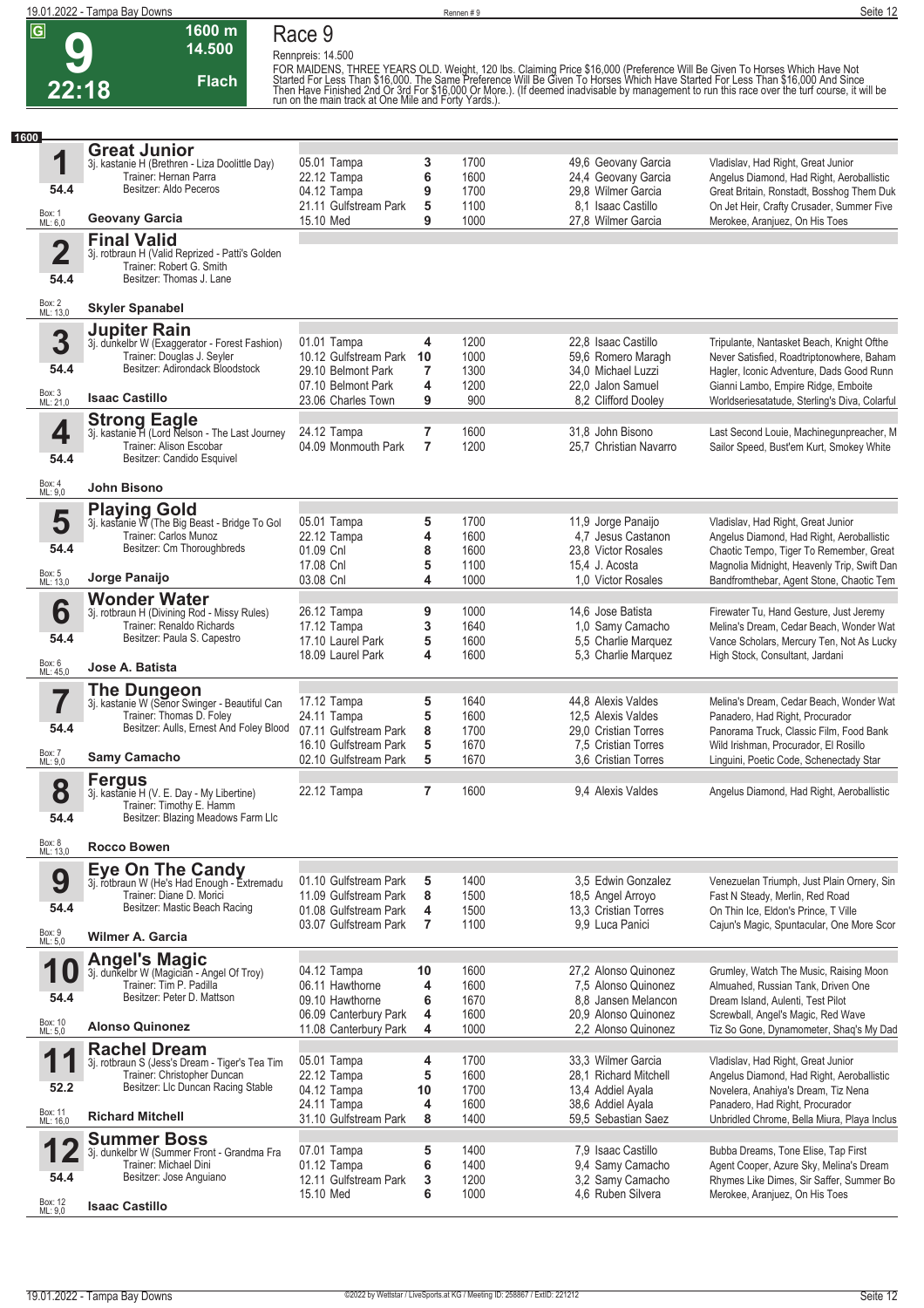# Race 9

**G** **9** **22:18** — 1600 m — 14.500 — Flach

Rennpreis: 14.500

FOR MAIDENS, THREE YEARS OLD. Weight, 120 lbs. Claiming Price $16,000 (Preference Will Be Given To Horses Which Have Not Started For Less Than $16,000. The Same Preference Will Be Given To Horses Which Have Started For Less Than $16,000 And Since Then Have Finished 2nd Or 3rd For $16,000 Or More.). (If deemed inadvisable by management to run this race over the turf course, it will be run on the main track at One Mile and Forty Yards.).

**1600**

## 1 Great Junior

3j. kastanie H (Brethren - Liza Doolittle Day)
Trainer: Hernan Parra
Besitzer: Aldo Peceros
54.4 — Box: 1 — ML: 6,0
**Geovany Garcia**

| Datum | Bahn | Platz | Distanz | Quote / Jockey | Einlauf |
|---|---|---|---|---|---|
| 05.01 | Tampa | 3 | 1700 | 49,6 Geovany Garcia | Vladislav, Had Right, Great Junior |
| 22.12 | Tampa | 6 | 1600 | 24,4 Geovany Garcia | Angelus Diamond, Had Right, Aeroballistic |
| 04.12 | Tampa | 9 | 1700 | 29,8 Wilmer Garcia | Great Britain, Ronstadt, Bosshog Them Duk |
| 21.11 | Gulfstream Park | 5 | 1100 | 8,1 Isaac Castillo | On Jet Heir, Crafty Crusader, Summer Five |
| 15.10 | Med | 9 | 1000 | 27,8 Wilmer Garcia | Merokee, Aranjuez, On His Toes |

## 2 Final Valid

3j. rotbraun H (Valid Reprized - Patti's Golden
Trainer: Robert G. Smith
Besitzer: Thomas J. Lane
54.4 — Box: 2 — ML: 13,0
**Skyler Spanabel**

## 3 Jupiter Rain

3j. dunkelbr W (Exaggerator - Forest Fashion)
Trainer: Douglas J. Seyler
Besitzer: Adirondack Bloodstock
54.4 — Box: 3 — ML: 21,0
**Isaac Castillo**

| Datum | Bahn | Platz | Distanz | Quote / Jockey | Einlauf |
|---|---|---|---|---|---|
| 01.01 | Tampa | 4 | 1200 | 22,8 Isaac Castillo | Tripulante, Nantasket Beach, Knight Ofthe |
| 10.12 | Gulfstream Park | 10 | 1000 | 59,6 Romero Maragh | Never Satisfied, Roadtriptonowhere, Baham |
| 29.10 | Belmont Park | 7 | 1300 | 34,0 Michael Luzzi | Hagler, Iconic Adventure, Dads Good Runn |
| 07.10 | Belmont Park | 4 | 1200 | 22,0 Jalon Samuel | Gianni Lambo, Empire Ridge, Emboite |
| 23.06 | Charles Town | 9 | 900 | 8,2 Clifford Dooley | Worldseriesatatude, Sterling's Diva, Colarful |

## 4 Strong Eagle

3j. kastanie H (Lord Nelson - The Last Journey
Trainer: Alison Escobar
Besitzer: Candido Esquivel
54.4 — Box: 4 — ML: 9,0
**John Bisono**

| Datum | Bahn | Platz | Distanz | Quote / Jockey | Einlauf |
|---|---|---|---|---|---|
| 24.12 | Tampa | 7 | 1600 | 31,8 John Bisono | Last Second Louie, Machinegunpreacher, M |
| 04.09 | Monmouth Park | 7 | 1200 | 25,7 Christian Navarro | Sailor Speed, Bust'em Kurt, Smokey White |

## 5 Playing Gold

3j. kastanie W (The Big Beast - Bridge To Gol
Trainer: Carlos Munoz
Besitzer: Cm Thoroughbreds
54.4 — Box: 5 — ML: 13,0
**Jorge Panaijo**

| Datum | Bahn | Platz | Distanz | Quote / Jockey | Einlauf |
|---|---|---|---|---|---|
| 05.01 | Tampa | 5 | 1700 | 11,9 Jorge Panaijo | Vladislav, Had Right, Great Junior |
| 22.12 | Tampa | 4 | 1600 | 4,7 Jesus Castanon | Angelus Diamond, Had Right, Aeroballistic |
| 01.09 | Cnl | 8 | 1600 | 23,8 Victor Rosales | Chaotic Tempo, Tiger To Remember, Great |
| 17.08 | Cnl | 5 | 1100 | 15,4 J. Acosta | Magnolia Midnight, Heavenly Trip, Swift Dan |
| 03.08 | Cnl | 4 | 1000 | 1,0 Victor Rosales | Bandfromthebar, Agent Stone, Chaotic Tem |

## 6 Wonder Water

3j. rotbraun H (Divining Rod - Missy Rules)
Trainer: Renaldo Richards
Besitzer: Paula S. Capestro
54.4 — Box: 6 — ML: 45,0
**Jose A. Batista**

| Datum | Bahn | Platz | Distanz | Quote / Jockey | Einlauf |
|---|---|---|---|---|---|
| 26.12 | Tampa | 9 | 1000 | 14,6 Jose Batista | Firewater Tu, Hand Gesture, Just Jeremy |
| 17.12 | Tampa | 3 | 1640 | 1,0 Samy Camacho | Melina's Dream, Cedar Beach, Wonder Wat |
| 17.10 | Laurel Park | 5 | 1600 | 5,5 Charlie Marquez | Vance Scholars, Mercury Ten, Not As Lucky |
| 18.09 | Laurel Park | 4 | 1600 | 5,3 Charlie Marquez | High Stock, Consultant, Jardani |

## 7 The Dungeon

3j. kastanie W (Señor Swinger - Beautiful Can
Trainer: Thomas D. Foley
Besitzer: Aulls, Ernest And Foley Blood
54.4 — Box: 7 — ML: 9,0
**Samy Camacho**

| Datum | Bahn | Platz | Distanz | Quote / Jockey | Einlauf |
|---|---|---|---|---|---|
| 17.12 | Tampa | 5 | 1640 | 44,8 Alexis Valdes | Melina's Dream, Cedar Beach, Wonder Wat |
| 24.11 | Tampa | 5 | 1600 | 12,5 Alexis Valdes | Panadero, Had Right, Procurador |
| 07.11 | Gulfstream Park | 8 | 1700 | 29,0 Cristian Torres | Panorama Truck, Classic Film, Food Bank |
| 16.10 | Gulfstream Park | 5 | 1670 | 7,5 Cristian Torres | Wild Irishman, Procurador, El Rosillo |
| 02.10 | Gulfstream Park | 5 | 1670 | 3,6 Cristian Torres | Linguini, Poetic Code, Schenectady Star |

## 8 Fergus

3j. kastanie H (V. E. Day - My Libertine)
Trainer: Timothy E. Hamm
Besitzer: Blazing Meadows Farm Llc
54.4 — Box: 8 — ML: 13,0
**Rocco Bowen**

| Datum | Bahn | Platz | Distanz | Quote / Jockey | Einlauf |
|---|---|---|---|---|---|
| 22.12 | Tampa | 7 | 1600 | 9,4 Alexis Valdes | Angelus Diamond, Had Right, Aeroballistic |

## 9 Eye On The Candy

3j. rotbraun W (He's Had Enough - Extremadu
Trainer: Diane D. Morici
Besitzer: Mastic Beach Racing
54.4 — Box: 9 — ML: 5,0
**Wilmer A. Garcia**

| Datum | Bahn | Platz | Distanz | Quote / Jockey | Einlauf |
|---|---|---|---|---|---|
| 01.10 | Gulfstream Park | 5 | 1400 | 3,5 Edwin Gonzalez | Venezuelan Triumph, Just Plain Ornery, Sin |
| 11.09 | Gulfstream Park | 8 | 1500 | 18,5 Angel Arroyo | Fast N Steady, Merlin, Red Road |
| 01.08 | Gulfstream Park | 4 | 1500 | 13,3 Cristian Torres | On Thin Ice, Eldon's Prince, T Ville |
| 03.07 | Gulfstream Park | 7 | 1100 | 9,9 Luca Panici | Cajun's Magic, Spuntacular, One More Scor |

## 10 Angel's Magic

3j. dunkelbr W (Magician - Angel Of Troy)
Trainer: Tim P. Padilla
Besitzer: Peter D. Mattson
54.4 — Box: 10 — ML: 5,0
**Alonso Quinonez**

| Datum | Bahn | Platz | Distanz | Quote / Jockey | Einlauf |
|---|---|---|---|---|---|
| 04.12 | Tampa | 10 | 1600 | 27,2 Alonso Quinonez | Grumley, Watch The Music, Raising Moon |
| 06.11 | Hawthorne | 4 | 1600 | 7,5 Alonso Quinonez | Almuahed, Russian Tank, Driven One |
| 09.10 | Hawthorne | 6 | 1670 | 8,8 Jansen Melancon | Dream Island, Aulenti, Test Pilot |
| 06.09 | Canterbury Park | 4 | 1600 | 20,9 Alonso Quinonez | Screwball, Angel's Magic, Red Wave |
| 11.08 | Canterbury Park | 4 | 1000 | 2,2 Alonso Quinonez | Tiz So Gone, Dynamometer, Shaq's My Dad |

## 11 Rachel Dream

3j. rotbraun S (Jess's Dream - Tiger's Tea Tim
Trainer: Christopher Duncan
Besitzer: Llc Duncan Racing Stable
52.2 — Box: 11 — ML: 16,0
**Richard Mitchell**

| Datum | Bahn | Platz | Distanz | Quote / Jockey | Einlauf |
|---|---|---|---|---|---|
| 05.01 | Tampa | 4 | 1700 | 33,3 Wilmer Garcia | Vladislav, Had Right, Great Junior |
| 22.12 | Tampa | 5 | 1600 | 28,1 Richard Mitchell | Angelus Diamond, Had Right, Aeroballistic |
| 04.12 | Tampa | 10 | 1700 | 13,4 Addiel Ayala | Novelera, Anahiya's Dream, Tiz Nena |
| 24.11 | Tampa | 4 | 1600 | 38,6 Addiel Ayala | Panadero, Had Right, Procurador |
| 31.10 | Gulfstream Park | 8 | 1400 | 59,5 Sebastian Saez | Unbridled Chrome, Bella Miura, Playa Inclus |

## 12 Summer Boss

3j. dunkelbr W (Summer Front - Grandma Fra
Trainer: Michael Dini
Besitzer: Jose Anguiano
54.4 — Box: 12 — ML: 9,0
**Isaac Castillo**

| Datum | Bahn | Platz | Distanz | Quote / Jockey | Einlauf |
|---|---|---|---|---|---|
| 07.01 | Tampa | 5 | 1400 | 7,9 Isaac Castillo | Bubba Dreams, Tone Elise, Tap First |
| 01.12 | Tampa | 6 | 1400 | 9,4 Samy Camacho | Agent Cooper, Azure Sky, Melina's Dream |
| 12.11 | Gulfstream Park | 3 | 1200 | 3,2 Samy Camacho | Rhymes Like Dimes, Sir Saffer, Summer Bo |
| 15.10 | Med | 6 | 1000 | 4,6 Ruben Silvera | Merokee, Aranjuez, On His Toes |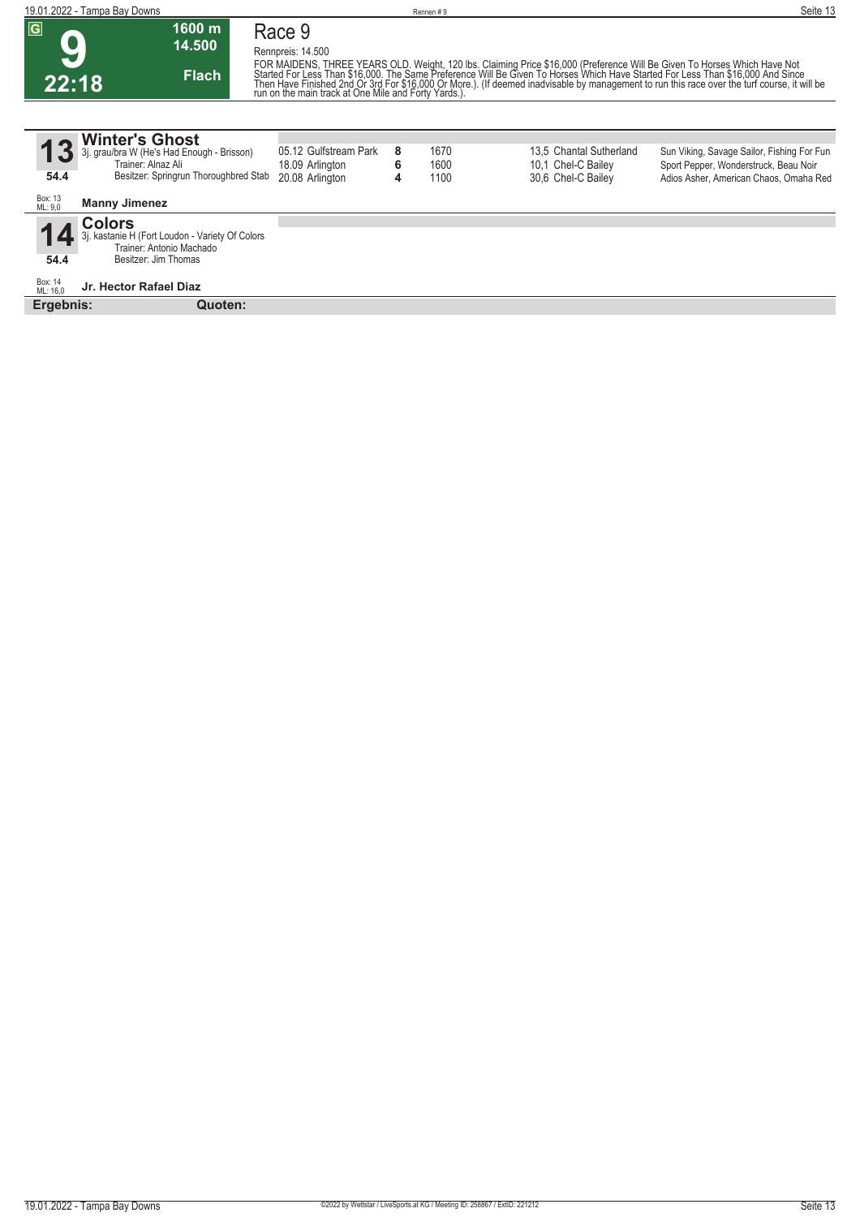# 9

**22:18**

**1600 m**
**14.500**
**Flach**

## Race 9

Rennpreis: 14.500

FOR MAIDENS, THREE YEARS OLD. Weight, 120 lbs. Claiming Price $16,000 (Preference Will Be Given To Horses Which Have Not Started For Less Than $16,000. The Same Preference Will Be Given To Horses Which Have Started For Less Than $16,000 And Since Then Have Finished 2nd Or 3rd For $16,000 Or More.). (If deemed inadvisable by management to run this race over the turf course, it will be run on the main track at One Mile and Forty Yards.).

### 13 Winter's Ghost

3j. grau/bra W (He's Had Enough - Brisson)
Trainer: Alnaz Ali
Besitzer: Springrun Thoroughbred Stab
54.4
Box: 13
ML: 9,0
**Manny Jimenez**

| | | | | |
|---|---|---|---|---|
| 05.12 Gulfstream Park | 8 | 1670 | 13,5 Chantal Sutherland | Sun Viking, Savage Sailor, Fishing For Fun |
| 18.09 Arlington | 6 | 1600 | 10,1 Chel-C Bailey | Sport Pepper, Wonderstruck, Beau Noir |
| 20.08 Arlington | 4 | 1100 | 30,6 Chel-C Bailey | Adios Asher, American Chaos, Omaha Red |

### 14 Colors

3j. kastanie H (Fort Loudon - Variety Of Colors
Trainer: Antonio Machado
Besitzer: Jim Thomas
54.4
Box: 14
ML: 16,0
**Jr. Hector Rafael Diaz**

**Ergebnis:** **Quoten:**